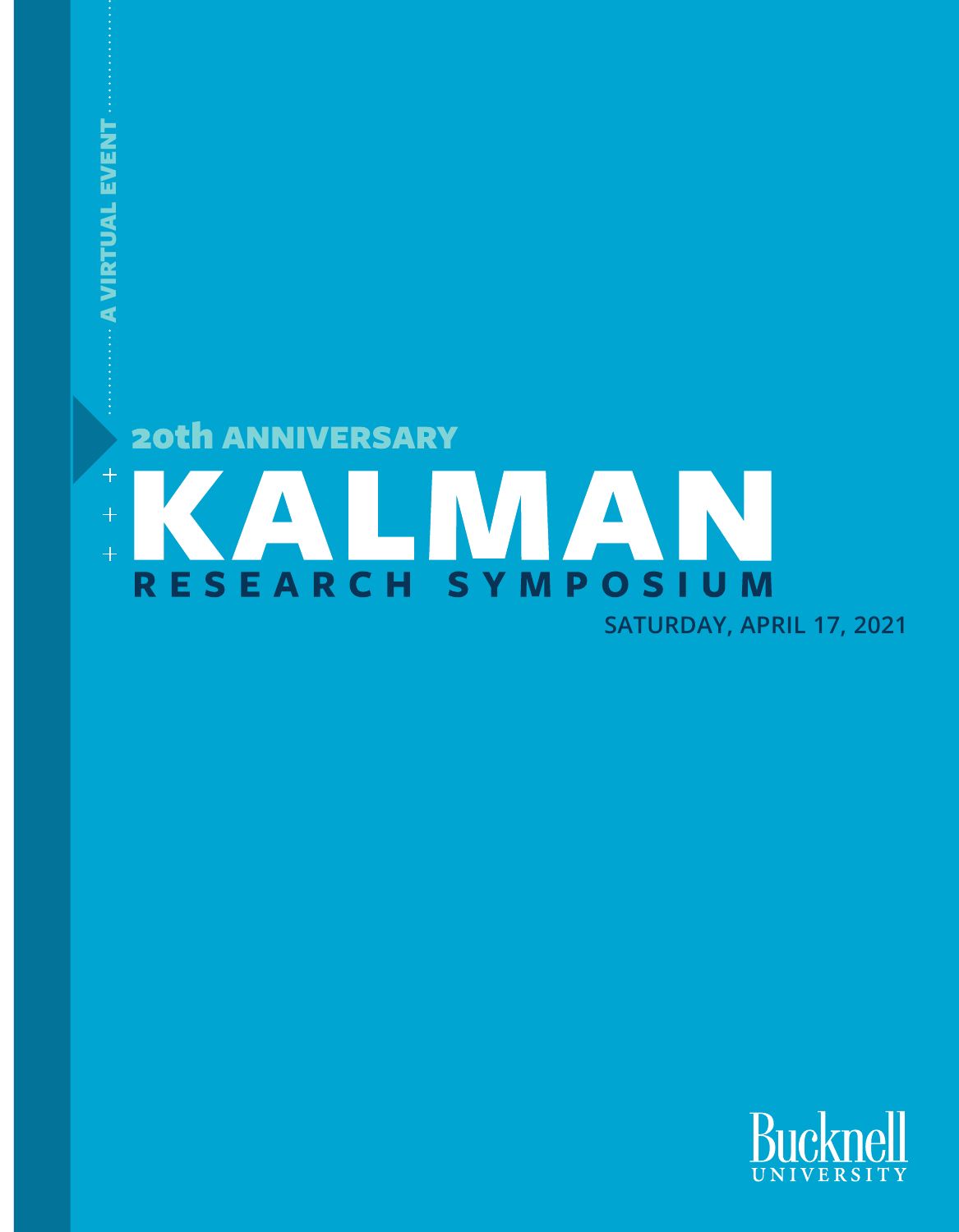A VIRTUAL EVENT

20th ANNIVERSARY

# KALMAN

## RESEARCH SYMPOSIUM

SATURDAY, APRIL 17, 2021

Bucknell UNIVERSITY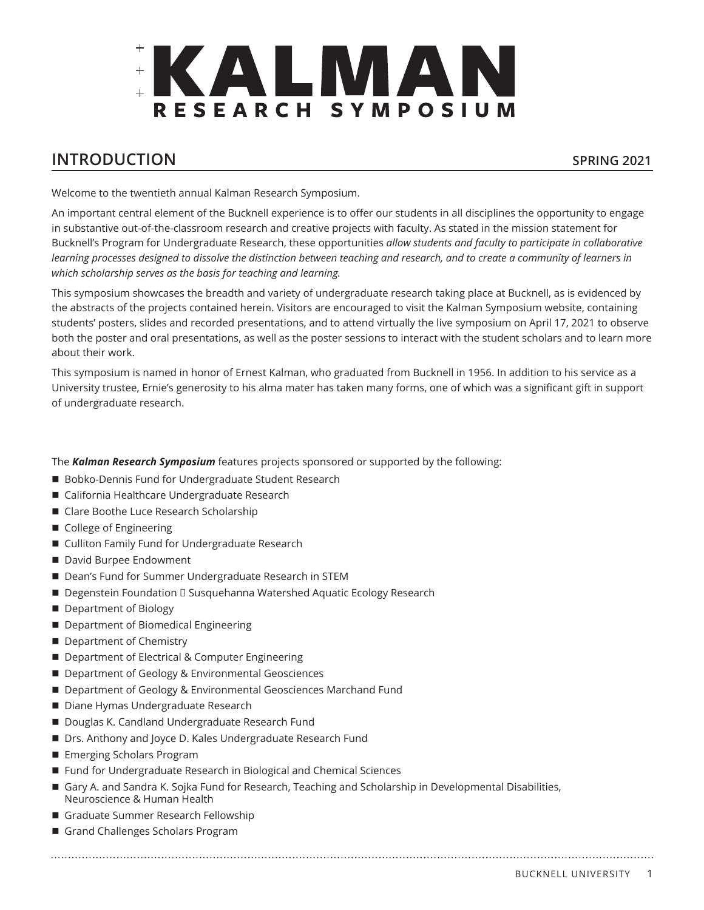# KALMAN RESEARCH SYMPOSIUM

## INTRODUCTION

**SPRING 2021**

Welcome to the twentieth annual Kalman Research Symposium.

An important central element of the Bucknell experience is to offer our students in all disciplines the opportunity to engage in substantive out-of-the-classroom research and creative projects with faculty. As stated in the mission statement for Bucknell's Program for Undergraduate Research, these opportunities *allow students and faculty to participate in collaborative learning processes designed to dissolve the distinction between teaching and research, and to create a community of learners in which scholarship serves as the basis for teaching and learning.*

This symposium showcases the breadth and variety of undergraduate research taking place at Bucknell, as is evidenced by the abstracts of the projects contained herein. Visitors are encouraged to visit the Kalman Symposium website, containing students' posters, slides and recorded presentations, and to attend virtually the live symposium on April 17, 2021 to observe both the poster and oral presentations, as well as the poster sessions to interact with the student scholars and to learn more about their work.

This symposium is named in honor of Ernest Kalman, who graduated from Bucknell in 1956. In addition to his service as a University trustee, Ernie's generosity to his alma mater has taken many forms, one of which was a significant gift in support of undergraduate research.

The ***Kalman Research Symposium*** features projects sponsored or supported by the following:

- Bobko-Dennis Fund for Undergraduate Student Research
- California Healthcare Undergraduate Research
- Clare Boothe Luce Research Scholarship
- College of Engineering
- Culliton Family Fund for Undergraduate Research
- David Burpee Endowment
- Dean's Fund for Summer Undergraduate Research in STEM
- Degenstein Foundation  Susquehanna Watershed Aquatic Ecology Research
- Department of Biology
- Department of Biomedical Engineering
- Department of Chemistry
- Department of Electrical & Computer Engineering
- Department of Geology & Environmental Geosciences
- Department of Geology & Environmental Geosciences Marchand Fund
- Diane Hymas Undergraduate Research
- Douglas K. Candland Undergraduate Research Fund
- Drs. Anthony and Joyce D. Kales Undergraduate Research Fund
- Emerging Scholars Program
- Fund for Undergraduate Research in Biological and Chemical Sciences
- Gary A. and Sandra K. Sojka Fund for Research, Teaching and Scholarship in Developmental Disabilities, Neuroscience & Human Health
- Graduate Summer Research Fellowship
- Grand Challenges Scholars Program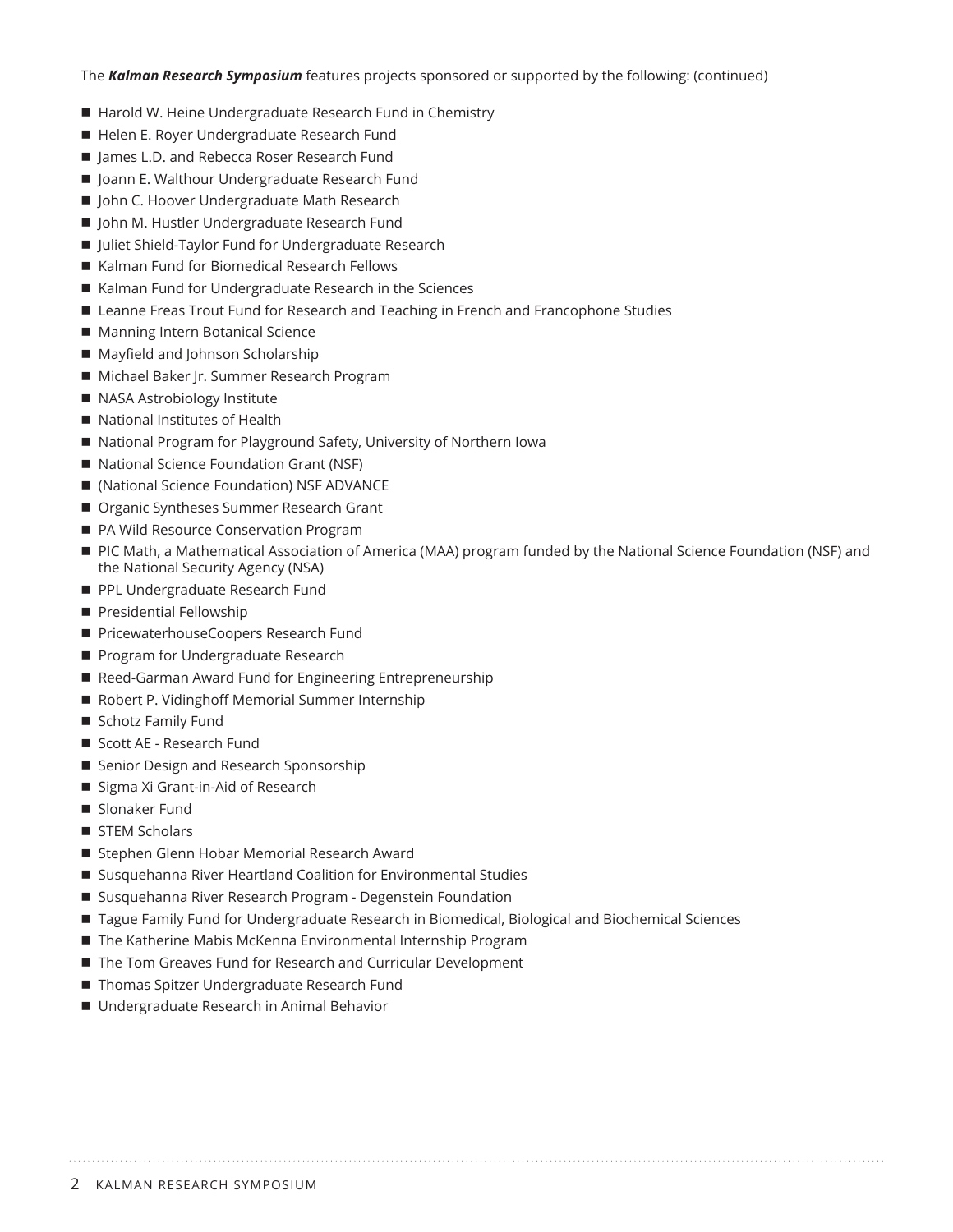The ***Kalman Research Symposium*** features projects sponsored or supported by the following: (continued)

- Harold W. Heine Undergraduate Research Fund in Chemistry
- Helen E. Royer Undergraduate Research Fund
- James L.D. and Rebecca Roser Research Fund
- Joann E. Walthour Undergraduate Research Fund
- John C. Hoover Undergraduate Math Research
- John M. Hustler Undergraduate Research Fund
- Juliet Shield-Taylor Fund for Undergraduate Research
- Kalman Fund for Biomedical Research Fellows
- Kalman Fund for Undergraduate Research in the Sciences
- Leanne Freas Trout Fund for Research and Teaching in French and Francophone Studies
- Manning Intern Botanical Science
- Mayfield and Johnson Scholarship
- Michael Baker Jr. Summer Research Program
- NASA Astrobiology Institute
- National Institutes of Health
- National Program for Playground Safety, University of Northern Iowa
- National Science Foundation Grant (NSF)
- (National Science Foundation) NSF ADVANCE
- Organic Syntheses Summer Research Grant
- PA Wild Resource Conservation Program
- PIC Math, a Mathematical Association of America (MAA) program funded by the National Science Foundation (NSF) and the National Security Agency (NSA)
- PPL Undergraduate Research Fund
- Presidential Fellowship
- PricewaterhouseCoopers Research Fund
- Program for Undergraduate Research
- Reed-Garman Award Fund for Engineering Entrepreneurship
- Robert P. Vidinghoff Memorial Summer Internship
- Schotz Family Fund
- Scott AE - Research Fund
- Senior Design and Research Sponsorship
- Sigma Xi Grant-in-Aid of Research
- Slonaker Fund
- STEM Scholars
- Stephen Glenn Hobar Memorial Research Award
- Susquehanna River Heartland Coalition for Environmental Studies
- Susquehanna River Research Program - Degenstein Foundation
- Tague Family Fund for Undergraduate Research in Biomedical, Biological and Biochemical Sciences
- The Katherine Mabis McKenna Environmental Internship Program
- The Tom Greaves Fund for Research and Curricular Development
- Thomas Spitzer Undergraduate Research Fund
- Undergraduate Research in Animal Behavior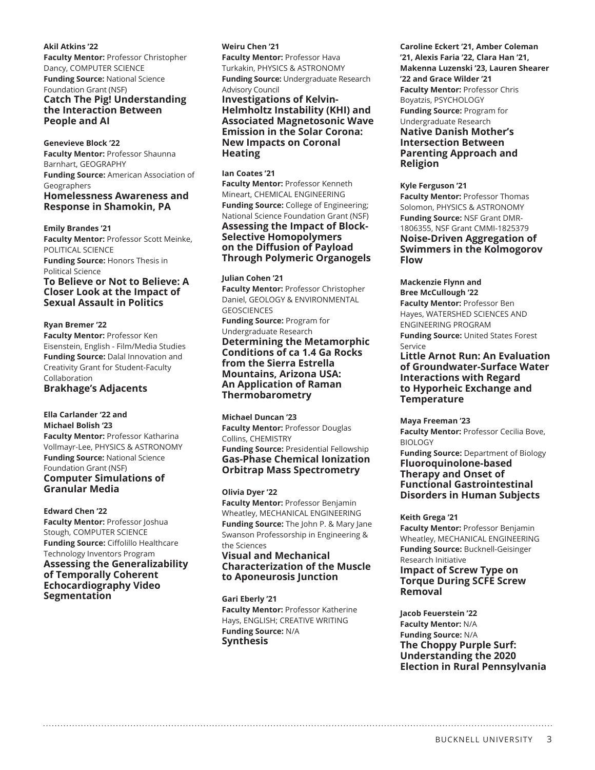**Akil Atkins '22**
**Faculty Mentor:** Professor Christopher Dancy, COMPUTER SCIENCE
**Funding Source:** National Science Foundation Grant (NSF)
**Catch The Pig! Understanding the Interaction Between People and AI**

**Genevieve Block '22**
**Faculty Mentor:** Professor Shaunna Barnhart, GEOGRAPHY
**Funding Source:** American Association of Geographers
**Homelessness Awareness and Response in Shamokin, PA**

**Emily Brandes '21**
**Faculty Mentor:** Professor Scott Meinke, POLITICAL SCIENCE
**Funding Source:** Honors Thesis in Political Science
**To Believe or Not to Believe: A Closer Look at the Impact of Sexual Assault in Politics**

**Ryan Bremer '22**
**Faculty Mentor:** Professor Ken Eisenstein, English - Film/Media Studies
**Funding Source:** Dalal Innovation and Creativity Grant for Student-Faculty Collaboration
**Brakhage's Adjacents**

**Ella Carlander '22 and Michael Bolish '23**
**Faculty Mentor:** Professor Katharina Vollmayr-Lee, PHYSICS & ASTRONOMY
**Funding Source:** National Science Foundation Grant (NSF)
**Computer Simulations of Granular Media**

**Edward Chen '22**
**Faculty Mentor:** Professor Joshua Stough, COMPUTER SCIENCE
**Funding Source:** Ciffolillo Healthcare Technology Inventors Program
**Assessing the Generalizability of Temporally Coherent Echocardiography Video Segmentation**

**Weiru Chen '21**
**Faculty Mentor:** Professor Hava Turkakin, PHYSICS & ASTRONOMY
**Funding Source:** Undergraduate Research Advisory Council
**Investigations of Kelvin-Helmholtz Instability (KHI) and Associated Magnetosonic Wave Emission in the Solar Corona: New Impacts on Coronal Heating**

**Ian Coates '21**
**Faculty Mentor:** Professor Kenneth Mineart, CHEMICAL ENGINEERING
**Funding Source:** College of Engineering; National Science Foundation Grant (NSF)
**Assessing the Impact of Block-Selective Homopolymers on the Diffusion of Payload Through Polymeric Organogels**

**Julian Cohen '21**
**Faculty Mentor:** Professor Christopher Daniel, GEOLOGY & ENVIRONMENTAL GEOSCIENCES
**Funding Source:** Program for Undergraduate Research
**Determining the Metamorphic Conditions of ca 1.4 Ga Rocks from the Sierra Estrella Mountains, Arizona USA: An Application of Raman Thermobarometry**

**Michael Duncan '23**
**Faculty Mentor:** Professor Douglas Collins, CHEMISTRY
**Funding Source:** Presidential Fellowship
**Gas-Phase Chemical Ionization Orbitrap Mass Spectrometry**

**Olivia Dyer '22**
**Faculty Mentor:** Professor Benjamin Wheatley, MECHANICAL ENGINEERING
**Funding Source:** The John P. & Mary Jane Swanson Professorship in Engineering & the Sciences
**Visual and Mechanical Characterization of the Muscle to Aponeurosis Junction**

**Gari Eberly '21**
**Faculty Mentor:** Professor Katherine Hays, ENGLISH; CREATIVE WRITING
**Funding Source:** N/A
**Synthesis**

**Caroline Eckert '21, Amber Coleman '21, Alexis Faria '22, Clara Han '21, Makenna Luzenski '23, Lauren Shearer '22 and Grace Wilder '21**
**Faculty Mentor:** Professor Chris Boyatzis, PSYCHOLOGY
**Funding Source:** Program for Undergraduate Research
**Native Danish Mother's Intersection Between Parenting Approach and Religion**

**Kyle Ferguson '21**
**Faculty Mentor:** Professor Thomas Solomon, PHYSICS & ASTRONOMY
**Funding Source:** NSF Grant DMR-1806355, NSF Grant CMMI-1825379
**Noise-Driven Aggregation of Swimmers in the Kolmogorov Flow**

**Mackenzie Flynn and Bree McCullough '22**
**Faculty Mentor:** Professor Ben Hayes, WATERSHED SCIENCES AND ENGINEERING PROGRAM
**Funding Source:** United States Forest Service
**Little Arnot Run: An Evaluation of Groundwater-Surface Water Interactions with Regard to Hyporheic Exchange and Temperature**

**Maya Freeman '23**
**Faculty Mentor:** Professor Cecilia Bove, BIOLOGY
**Funding Source:** Department of Biology
**Fluoroquinolone-based Therapy and Onset of Functional Gastrointestinal Disorders in Human Subjects**

**Keith Grega '21**
**Faculty Mentor:** Professor Benjamin Wheatley, MECHANICAL ENGINEERING
**Funding Source:** Bucknell-Geisinger Research Initiative
**Impact of Screw Type on Torque During SCFE Screw Removal**

**Jacob Feuerstein '22**
**Faculty Mentor:** N/A
**Funding Source:** N/A
**The Choppy Purple Surf: Understanding the 2020 Election in Rural Pennsylvania**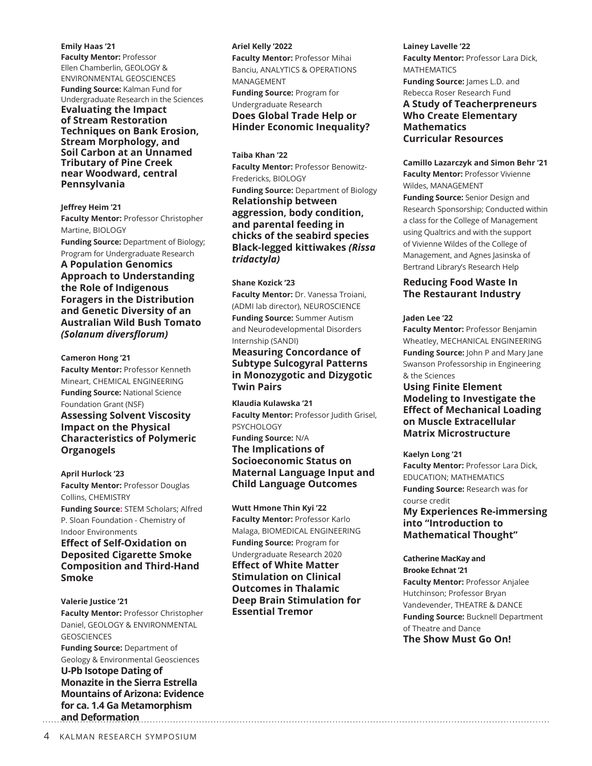**Emily Haas '21**
**Faculty Mentor:** Professor Ellen Chamberlin, GEOLOGY & ENVIRONMENTAL GEOSCIENCES
**Funding Source:** Kalman Fund for Undergraduate Research in the Sciences
**Evaluating the Impact of Stream Restoration Techniques on Bank Erosion, Stream Morphology, and Soil Carbon at an Unnamed Tributary of Pine Creek near Woodward, central Pennsylvania**

**Jeffrey Heim '21**
**Faculty Mentor:** Professor Christopher Martine, BIOLOGY
**Funding Source:** Department of Biology; Program for Undergraduate Research
**A Population Genomics Approach to Understanding the Role of Indigenous Foragers in the Distribution and Genetic Diversity of an Australian Wild Bush Tomato *(Solanum diversflorum)***

**Cameron Hong '21**
**Faculty Mentor:** Professor Kenneth Mineart, CHEMICAL ENGINEERING
**Funding Source:** National Science Foundation Grant (NSF)
**Assessing Solvent Viscosity Impact on the Physical Characteristics of Polymeric Organogels**

**April Hurlock '23**
**Faculty Mentor:** Professor Douglas Collins, CHEMISTRY
**Funding Source:** STEM Scholars; Alfred P. Sloan Foundation - Chemistry of Indoor Environments
**Effect of Self-Oxidation on Deposited Cigarette Smoke Composition and Third-Hand Smoke**

**Valerie Justice '21**
**Faculty Mentor:** Professor Christopher Daniel, GEOLOGY & ENVIRONMENTAL GEOSCIENCES
**Funding Source:** Department of Geology & Environmental Geosciences
**U-Pb Isotope Dating of Monazite in the Sierra Estrella Mountains of Arizona: Evidence for ca. 1.4 Ga Metamorphism and Deformation**

**Ariel Kelly '2022**
**Faculty Mentor:** Professor Mihai Banciu, ANALYTICS & OPERATIONS MANAGEMENT
**Funding Source:** Program for Undergraduate Research
**Does Global Trade Help or Hinder Economic Inequality?**

**Taiba Khan '22**
**Faculty Mentor:** Professor Benowitz-Fredericks, BIOLOGY
**Funding Source:** Department of Biology
**Relationship between aggression, body condition, and parental feeding in chicks of the seabird species Black-legged kittiwakes *(Rissa tridactyla)***

**Shane Kozick '23**
**Faculty Mentor:** Dr. Vanessa Troiani, (ADMI lab director), NEUROSCIENCE
**Funding Source:** Summer Autism and Neurodevelopmental Disorders Internship (SANDI)
**Measuring Concordance of Subtype Sulcogyral Patterns in Monozygotic and Dizygotic Twin Pairs**

**Klaudia Kulawska '21**
**Faculty Mentor:** Professor Judith Grisel, PSYCHOLOGY
**Funding Source:** N/A
**The Implications of Socioeconomic Status on Maternal Language Input and Child Language Outcomes**

**Wutt Hmone Thin Kyi '22**
**Faculty Mentor:** Professor Karlo Malaga, BIOMEDICAL ENGINEERING
**Funding Source:** Program for Undergraduate Research 2020
**Effect of White Matter Stimulation on Clinical Outcomes in Thalamic Deep Brain Stimulation for Essential Tremor**

**Lainey Lavelle '22**
**Faculty Mentor:** Professor Lara Dick, MATHEMATICS
**Funding Source:** James L.D. and Rebecca Roser Research Fund
**A Study of Teacherpreneurs Who Create Elementary Mathematics Curricular Resources**

**Camillo Lazarczyk and Simon Behr '21**
**Faculty Mentor:** Professor Vivienne Wildes, MANAGEMENT
**Funding Source:** Senior Design and Research Sponsorship; Conducted within a class for the College of Management using Qualtrics and with the support of Vivienne Wildes of the College of Management, and Agnes Jasinska of Bertrand Library's Research Help
**Reducing Food Waste In The Restaurant Industry**

**Jaden Lee '22**
**Faculty Mentor:** Professor Benjamin Wheatley, MECHANICAL ENGINEERING
**Funding Source:** John P and Mary Jane Swanson Professorship in Engineering & the Sciences
**Using Finite Element Modeling to Investigate the Effect of Mechanical Loading on Muscle Extracellular Matrix Microstructure**

**Kaelyn Long '21**
**Faculty Mentor:** Professor Lara Dick, EDUCATION; MATHEMATICS
**Funding Source:** Research was for course credit
**My Experiences Re-immersing into "Introduction to Mathematical Thought"**

**Catherine MacKay and Brooke Echnat '21**
**Faculty Mentor:** Professor Anjalee Hutchinson; Professor Bryan Vandevender, THEATRE & DANCE
**Funding Source:** Bucknell Department of Theatre and Dance
**The Show Must Go On!**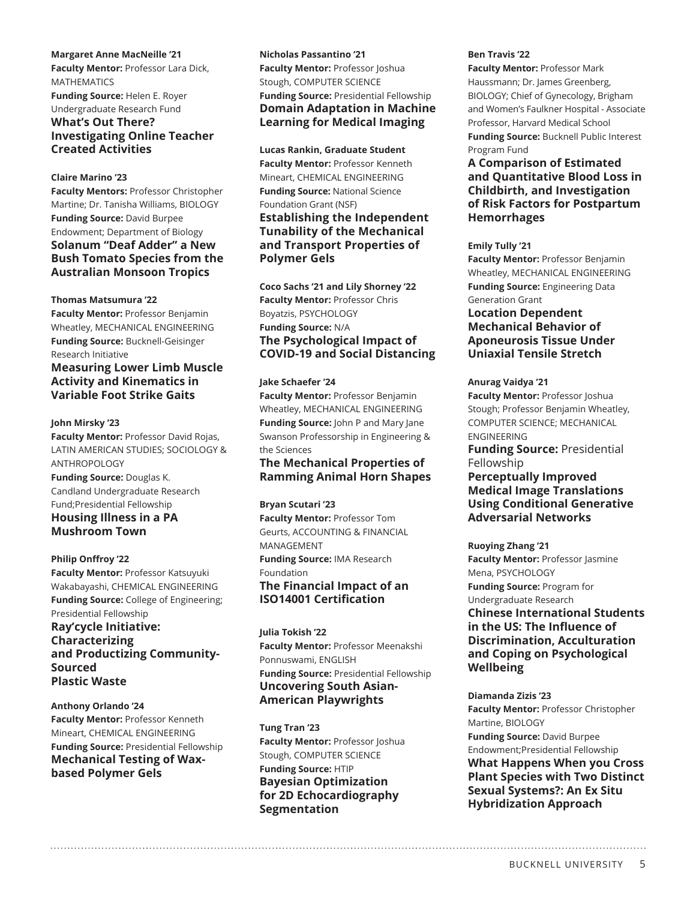**Margaret Anne MacNeille '21**
**Faculty Mentor:** Professor Lara Dick, MATHEMATICS
**Funding Source:** Helen E. Royer Undergraduate Research Fund
**What's Out There? Investigating Online Teacher Created Activities**

**Claire Marino '23**
**Faculty Mentors:** Professor Christopher Martine; Dr. Tanisha Williams, BIOLOGY
**Funding Source:** David Burpee Endowment; Department of Biology
**Solanum "Deaf Adder" a New Bush Tomato Species from the Australian Monsoon Tropics**

**Thomas Matsumura '22**
**Faculty Mentor:** Professor Benjamin Wheatley, MECHANICAL ENGINEERING
**Funding Source:** Bucknell-Geisinger Research Initiative
**Measuring Lower Limb Muscle Activity and Kinematics in Variable Foot Strike Gaits**

**John Mirsky '23**
**Faculty Mentor:** Professor David Rojas, LATIN AMERICAN STUDIES; SOCIOLOGY & ANTHROPOLOGY
**Funding Source:** Douglas K. Candland Undergraduate Research Fund;Presidential Fellowship
**Housing Illness in a PA Mushroom Town**

**Philip Onffroy '22**
**Faculty Mentor:** Professor Katsuyuki Wakabayashi, CHEMICAL ENGINEERING
**Funding Source:** College of Engineering; Presidential Fellowship
**Ray'cycle Initiative: Characterizing and Productizing Community-Sourced Plastic Waste**

**Anthony Orlando '24**
**Faculty Mentor:** Professor Kenneth Mineart, CHEMICAL ENGINEERING
**Funding Source:** Presidential Fellowship
**Mechanical Testing of Wax-based Polymer Gels**

**Nicholas Passantino '21**
**Faculty Mentor:** Professor Joshua Stough, COMPUTER SCIENCE
**Funding Source:** Presidential Fellowship
**Domain Adaptation in Machine Learning for Medical Imaging**

**Lucas Rankin, Graduate Student**
**Faculty Mentor:** Professor Kenneth Mineart, CHEMICAL ENGINEERING
**Funding Source:** National Science Foundation Grant (NSF)
**Establishing the Independent Tunability of the Mechanical and Transport Properties of Polymer Gels**

**Coco Sachs '21 and Lily Shorney '22**
**Faculty Mentor:** Professor Chris Boyatzis, PSYCHOLOGY
**Funding Source:** N/A
**The Psychological Impact of COVID-19 and Social Distancing**

**Jake Schaefer '24**
**Faculty Mentor:** Professor Benjamin Wheatley, MECHANICAL ENGINEERING
**Funding Source:** John P and Mary Jane Swanson Professorship in Engineering & the Sciences
**The Mechanical Properties of Ramming Animal Horn Shapes**

**Bryan Scutari '23**
**Faculty Mentor:** Professor Tom Geurts, ACCOUNTING & FINANCIAL MANAGEMENT
**Funding Source:** IMA Research Foundation
**The Financial Impact of an ISO14001 Certification**

**Julia Tokish '22**
**Faculty Mentor:** Professor Meenakshi Ponnuswami, ENGLISH
**Funding Source:** Presidential Fellowship
**Uncovering South Asian-American Playwrights**

**Tung Tran '23**
**Faculty Mentor:** Professor Joshua Stough, COMPUTER SCIENCE
**Funding Source:** HTIP
**Bayesian Optimization for 2D Echocardiography Segmentation**

**Ben Travis '22**
**Faculty Mentor:** Professor Mark Haussmann; Dr. James Greenberg, BIOLOGY; Chief of Gynecology, Brigham and Women's Faulkner Hospital - Associate Professor, Harvard Medical School
**Funding Source:** Bucknell Public Interest Program Fund
**A Comparison of Estimated and Quantitative Blood Loss in Childbirth, and Investigation of Risk Factors for Postpartum Hemorrhages**

**Emily Tully '21**
**Faculty Mentor:** Professor Benjamin Wheatley, MECHANICAL ENGINEERING
**Funding Source:** Engineering Data Generation Grant
**Location Dependent Mechanical Behavior of Aponeurosis Tissue Under Uniaxial Tensile Stretch**

**Anurag Vaidya '21**
**Faculty Mentor:** Professor Joshua Stough; Professor Benjamin Wheatley, COMPUTER SCIENCE; MECHANICAL ENGINEERING
**Funding Source:** Presidential Fellowship
**Perceptually Improved Medical Image Translations Using Conditional Generative Adversarial Networks**

**Ruoying Zhang '21**
**Faculty Mentor:** Professor Jasmine Mena, PSYCHOLOGY
**Funding Source:** Program for Undergraduate Research
**Chinese International Students in the US: The Influence of Discrimination, Acculturation and Coping on Psychological Wellbeing**

**Diamanda Zizis '23**
**Faculty Mentor:** Professor Christopher Martine, BIOLOGY
**Funding Source:** David Burpee Endowment;Presidential Fellowship
**What Happens When you Cross Plant Species with Two Distinct Sexual Systems?: An Ex Situ Hybridization Approach**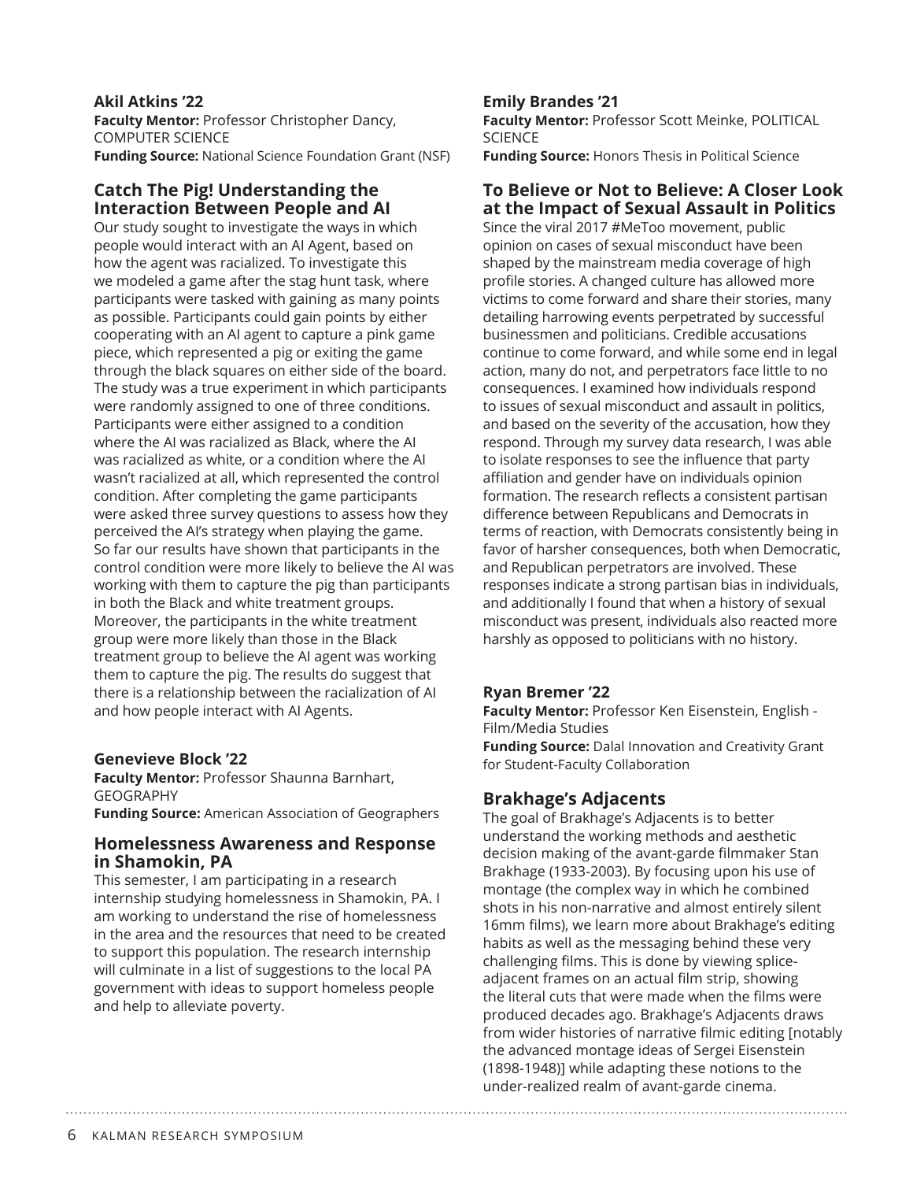**Akil Atkins '22**
**Faculty Mentor:** Professor Christopher Dancy, COMPUTER SCIENCE
**Funding Source:** National Science Foundation Grant (NSF)

## Catch The Pig! Understanding the Interaction Between People and AI

Our study sought to investigate the ways in which people would interact with an AI Agent, based on how the agent was racialized. To investigate this we modeled a game after the stag hunt task, where participants were tasked with gaining as many points as possible. Participants could gain points by either cooperating with an AI agent to capture a pink game piece, which represented a pig or exiting the game through the black squares on either side of the board. The study was a true experiment in which participants were randomly assigned to one of three conditions. Participants were either assigned to a condition where the AI was racialized as Black, where the AI was racialized as white, or a condition where the AI wasn't racialized at all, which represented the control condition. After completing the game participants were asked three survey questions to assess how they perceived the AI's strategy when playing the game. So far our results have shown that participants in the control condition were more likely to believe the AI was working with them to capture the pig than participants in both the Black and white treatment groups. Moreover, the participants in the white treatment group were more likely than those in the Black treatment group to believe the AI agent was working them to capture the pig. The results do suggest that there is a relationship between the racialization of AI and how people interact with AI Agents.

**Genevieve Block '22**
**Faculty Mentor:** Professor Shaunna Barnhart, GEOGRAPHY
**Funding Source:** American Association of Geographers

## Homelessness Awareness and Response in Shamokin, PA

This semester, I am participating in a research internship studying homelessness in Shamokin, PA. I am working to understand the rise of homelessness in the area and the resources that need to be created to support this population. The research internship will culminate in a list of suggestions to the local PA government with ideas to support homeless people and help to alleviate poverty.

**Emily Brandes '21**
**Faculty Mentor:** Professor Scott Meinke, POLITICAL SCIENCE
**Funding Source:** Honors Thesis in Political Science

## To Believe or Not to Believe: A Closer Look at the Impact of Sexual Assault in Politics

Since the viral 2017 #MeToo movement, public opinion on cases of sexual misconduct have been shaped by the mainstream media coverage of high profile stories. A changed culture has allowed more victims to come forward and share their stories, many detailing harrowing events perpetrated by successful businessmen and politicians. Credible accusations continue to come forward, and while some end in legal action, many do not, and perpetrators face little to no consequences. I examined how individuals respond to issues of sexual misconduct and assault in politics, and based on the severity of the accusation, how they respond. Through my survey data research, I was able to isolate responses to see the influence that party affiliation and gender have on individuals opinion formation. The research reflects a consistent partisan difference between Republicans and Democrats in terms of reaction, with Democrats consistently being in favor of harsher consequences, both when Democratic, and Republican perpetrators are involved. These responses indicate a strong partisan bias in individuals, and additionally I found that when a history of sexual misconduct was present, individuals also reacted more harshly as opposed to politicians with no history.

**Ryan Bremer '22**
**Faculty Mentor:** Professor Ken Eisenstein, English - Film/Media Studies
**Funding Source:** Dalal Innovation and Creativity Grant for Student-Faculty Collaboration

## Brakhage's Adjacents

The goal of Brakhage's Adjacents is to better understand the working methods and aesthetic decision making of the avant-garde filmmaker Stan Brakhage (1933-2003). By focusing upon his use of montage (the complex way in which he combined shots in his non-narrative and almost entirely silent 16mm films), we learn more about Brakhage's editing habits as well as the messaging behind these very challenging films. This is done by viewing splice-adjacent frames on an actual film strip, showing the literal cuts that were made when the films were produced decades ago. Brakhage's Adjacents draws from wider histories of narrative filmic editing [notably the advanced montage ideas of Sergei Eisenstein (1898-1948)] while adapting these notions to the under-realized realm of avant-garde cinema.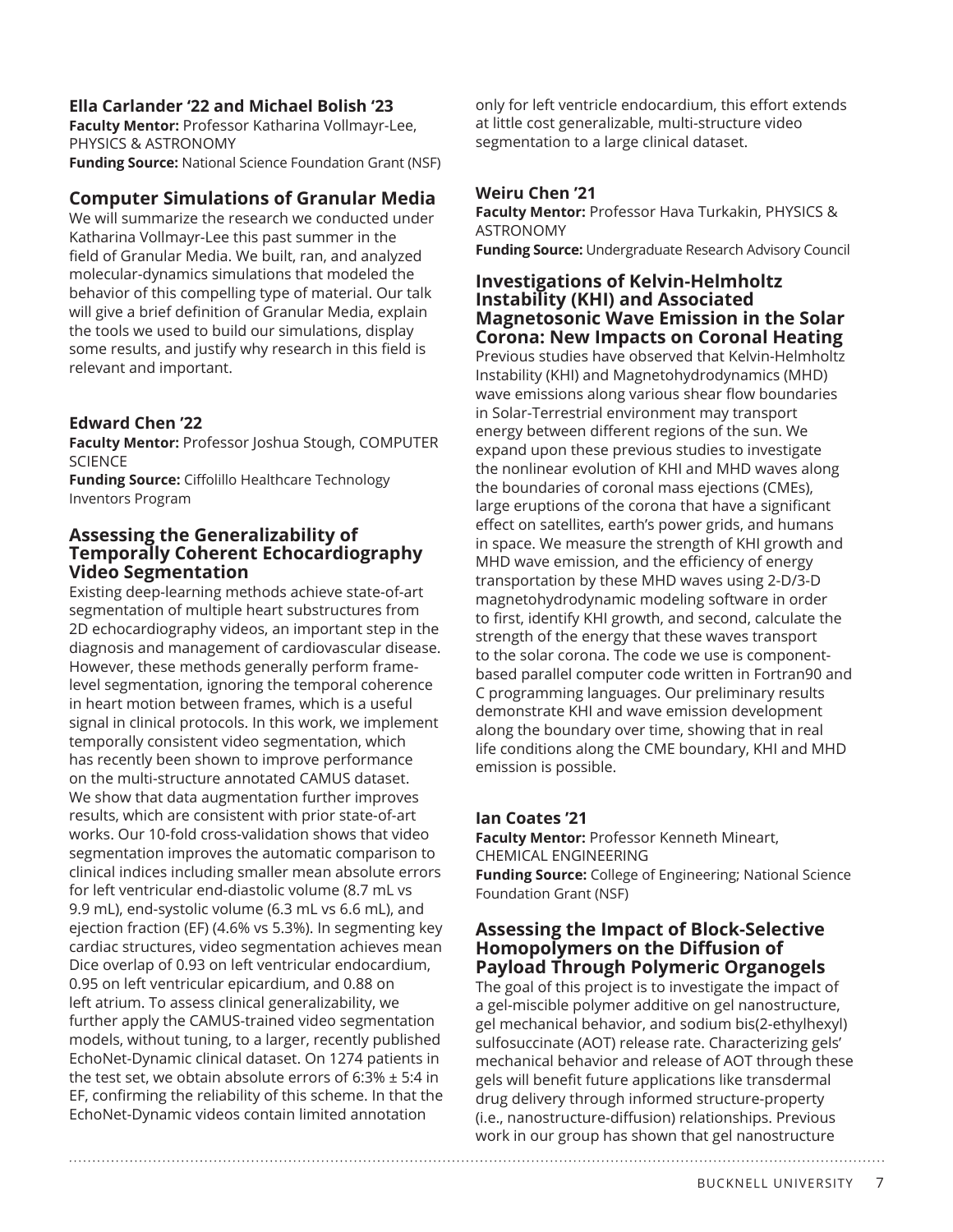**Ella Carlander '22 and Michael Bolish '23**
**Faculty Mentor:** Professor Katharina Vollmayr-Lee, PHYSICS & ASTRONOMY
**Funding Source:** National Science Foundation Grant (NSF)

## Computer Simulations of Granular Media

We will summarize the research we conducted under Katharina Vollmayr-Lee this past summer in the field of Granular Media. We built, ran, and analyzed molecular-dynamics simulations that modeled the behavior of this compelling type of material. Our talk will give a brief definition of Granular Media, explain the tools we used to build our simulations, display some results, and justify why research in this field is relevant and important.

**Edward Chen '22**
**Faculty Mentor:** Professor Joshua Stough, COMPUTER SCIENCE
**Funding Source:** Ciffolillo Healthcare Technology Inventors Program

## Assessing the Generalizability of Temporally Coherent Echocardiography Video Segmentation

Existing deep-learning methods achieve state-of-art segmentation of multiple heart substructures from 2D echocardiography videos, an important step in the diagnosis and management of cardiovascular disease. However, these methods generally perform frame-level segmentation, ignoring the temporal coherence in heart motion between frames, which is a useful signal in clinical protocols. In this work, we implement temporally consistent video segmentation, which has recently been shown to improve performance on the multi-structure annotated CAMUS dataset. We show that data augmentation further improves results, which are consistent with prior state-of-art works. Our 10-fold cross-validation shows that video segmentation improves the automatic comparison to clinical indices including smaller mean absolute errors for left ventricular end-diastolic volume (8.7 mL vs 9.9 mL), end-systolic volume (6.3 mL vs 6.6 mL), and ejection fraction (EF) (4.6% vs 5.3%). In segmenting key cardiac structures, video segmentation achieves mean Dice overlap of 0.93 on left ventricular endocardium, 0.95 on left ventricular epicardium, and 0.88 on left atrium. To assess clinical generalizability, we further apply the CAMUS-trained video segmentation models, without tuning, to a larger, recently published EchoNet-Dynamic clinical dataset. On 1274 patients in the test set, we obtain absolute errors of 6:3% ± 5:4 in EF, confirming the reliability of this scheme. In that the EchoNet-Dynamic videos contain limited annotation only for left ventricle endocardium, this effort extends at little cost generalizable, multi-structure video segmentation to a large clinical dataset.

**Weiru Chen '21**
**Faculty Mentor:** Professor Hava Turkakin, PHYSICS & ASTRONOMY
**Funding Source:** Undergraduate Research Advisory Council

## Investigations of Kelvin-Helmholtz Instability (KHI) and Associated Magnetosonic Wave Emission in the Solar Corona: New Impacts on Coronal Heating

Previous studies have observed that Kelvin-Helmholtz Instability (KHI) and Magnetohydrodynamics (MHD) wave emissions along various shear flow boundaries in Solar-Terrestrial environment may transport energy between different regions of the sun. We expand upon these previous studies to investigate the nonlinear evolution of KHI and MHD waves along the boundaries of coronal mass ejections (CMEs), large eruptions of the corona that have a significant effect on satellites, earth's power grids, and humans in space. We measure the strength of KHI growth and MHD wave emission, and the efficiency of energy transportation by these MHD waves using 2-D/3-D magnetohydrodynamic modeling software in order to first, identify KHI growth, and second, calculate the strength of the energy that these waves transport to the solar corona. The code we use is component-based parallel computer code written in Fortran90 and C programming languages. Our preliminary results demonstrate KHI and wave emission development along the boundary over time, showing that in real life conditions along the CME boundary, KHI and MHD emission is possible.

**Ian Coates '21**
**Faculty Mentor:** Professor Kenneth Mineart, CHEMICAL ENGINEERING
**Funding Source:** College of Engineering; National Science Foundation Grant (NSF)

## Assessing the Impact of Block-Selective Homopolymers on the Diffusion of Payload Through Polymeric Organogels

The goal of this project is to investigate the impact of a gel-miscible polymer additive on gel nanostructure, gel mechanical behavior, and sodium bis(2-ethylhexyl) sulfosuccinate (AOT) release rate. Characterizing gels' mechanical behavior and release of AOT through these gels will benefit future applications like transdermal drug delivery through informed structure-property (i.e., nanostructure-diffusion) relationships. Previous work in our group has shown that gel nanostructure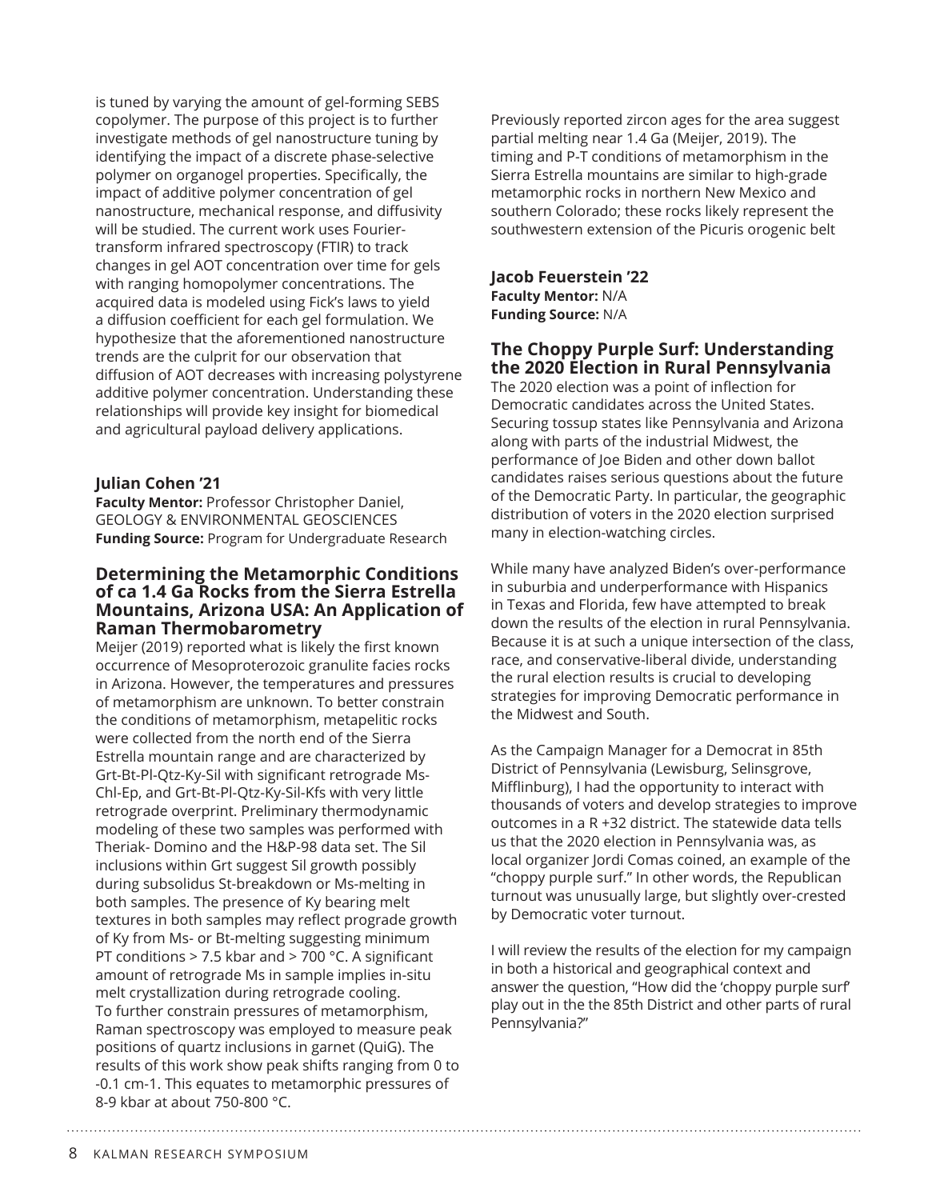is tuned by varying the amount of gel-forming SEBS copolymer. The purpose of this project is to further investigate methods of gel nanostructure tuning by identifying the impact of a discrete phase-selective polymer on organogel properties. Specifically, the impact of additive polymer concentration of gel nanostructure, mechanical response, and diffusivity will be studied. The current work uses Fourier-transform infrared spectroscopy (FTIR) to track changes in gel AOT concentration over time for gels with ranging homopolymer concentrations. The acquired data is modeled using Fick's laws to yield a diffusion coefficient for each gel formulation. We hypothesize that the aforementioned nanostructure trends are the culprit for our observation that diffusion of AOT decreases with increasing polystyrene additive polymer concentration. Understanding these relationships will provide key insight for biomedical and agricultural payload delivery applications.

**Julian Cohen '21**
**Faculty Mentor:** Professor Christopher Daniel, GEOLOGY & ENVIRONMENTAL GEOSCIENCES
**Funding Source:** Program for Undergraduate Research

## Determining the Metamorphic Conditions of ca 1.4 Ga Rocks from the Sierra Estrella Mountains, Arizona USA: An Application of Raman Thermobarometry

Meijer (2019) reported what is likely the first known occurrence of Mesoproterozoic granulite facies rocks in Arizona. However, the temperatures and pressures of metamorphism are unknown. To better constrain the conditions of metamorphism, metapelitic rocks were collected from the north end of the Sierra Estrella mountain range and are characterized by Grt-Bt-Pl-Qtz-Ky-Sil with significant retrograde Ms-Chl-Ep, and Grt-Bt-Pl-Qtz-Ky-Sil-Kfs with very little retrograde overprint. Preliminary thermodynamic modeling of these two samples was performed with Theriak- Domino and the H&P-98 data set. The Sil inclusions within Grt suggest Sil growth possibly during subsolidus St-breakdown or Ms-melting in both samples. The presence of Ky bearing melt textures in both samples may reflect prograde growth of Ky from Ms- or Bt-melting suggesting minimum PT conditions > 7.5 kbar and > 700 °C. A significant amount of retrograde Ms in sample implies in-situ melt crystallization during retrograde cooling. To further constrain pressures of metamorphism, Raman spectroscopy was employed to measure peak positions of quartz inclusions in garnet (QuiG). The results of this work show peak shifts ranging from 0 to -0.1 cm-1. This equates to metamorphic pressures of 8-9 kbar at about 750-800 °C.

Previously reported zircon ages for the area suggest partial melting near 1.4 Ga (Meijer, 2019). The timing and P-T conditions of metamorphism in the Sierra Estrella mountains are similar to high-grade metamorphic rocks in northern New Mexico and southern Colorado; these rocks likely represent the southwestern extension of the Picuris orogenic belt

**Jacob Feuerstein '22**
**Faculty Mentor:** N/A
**Funding Source:** N/A

## The Choppy Purple Surf: Understanding the 2020 Election in Rural Pennsylvania

The 2020 election was a point of inflection for Democratic candidates across the United States. Securing tossup states like Pennsylvania and Arizona along with parts of the industrial Midwest, the performance of Joe Biden and other down ballot candidates raises serious questions about the future of the Democratic Party. In particular, the geographic distribution of voters in the 2020 election surprised many in election-watching circles.

While many have analyzed Biden's over-performance in suburbia and underperformance with Hispanics in Texas and Florida, few have attempted to break down the results of the election in rural Pennsylvania. Because it is at such a unique intersection of the class, race, and conservative-liberal divide, understanding the rural election results is crucial to developing strategies for improving Democratic performance in the Midwest and South.

As the Campaign Manager for a Democrat in 85th District of Pennsylvania (Lewisburg, Selinsgrove, Mifflinburg), I had the opportunity to interact with thousands of voters and develop strategies to improve outcomes in a R +32 district. The statewide data tells us that the 2020 election in Pennsylvania was, as local organizer Jordi Comas coined, an example of the "choppy purple surf." In other words, the Republican turnout was unusually large, but slightly over-crested by Democratic voter turnout.

I will review the results of the election for my campaign in both a historical and geographical context and answer the question, "How did the 'choppy purple surf' play out in the the 85th District and other parts of rural Pennsylvania?"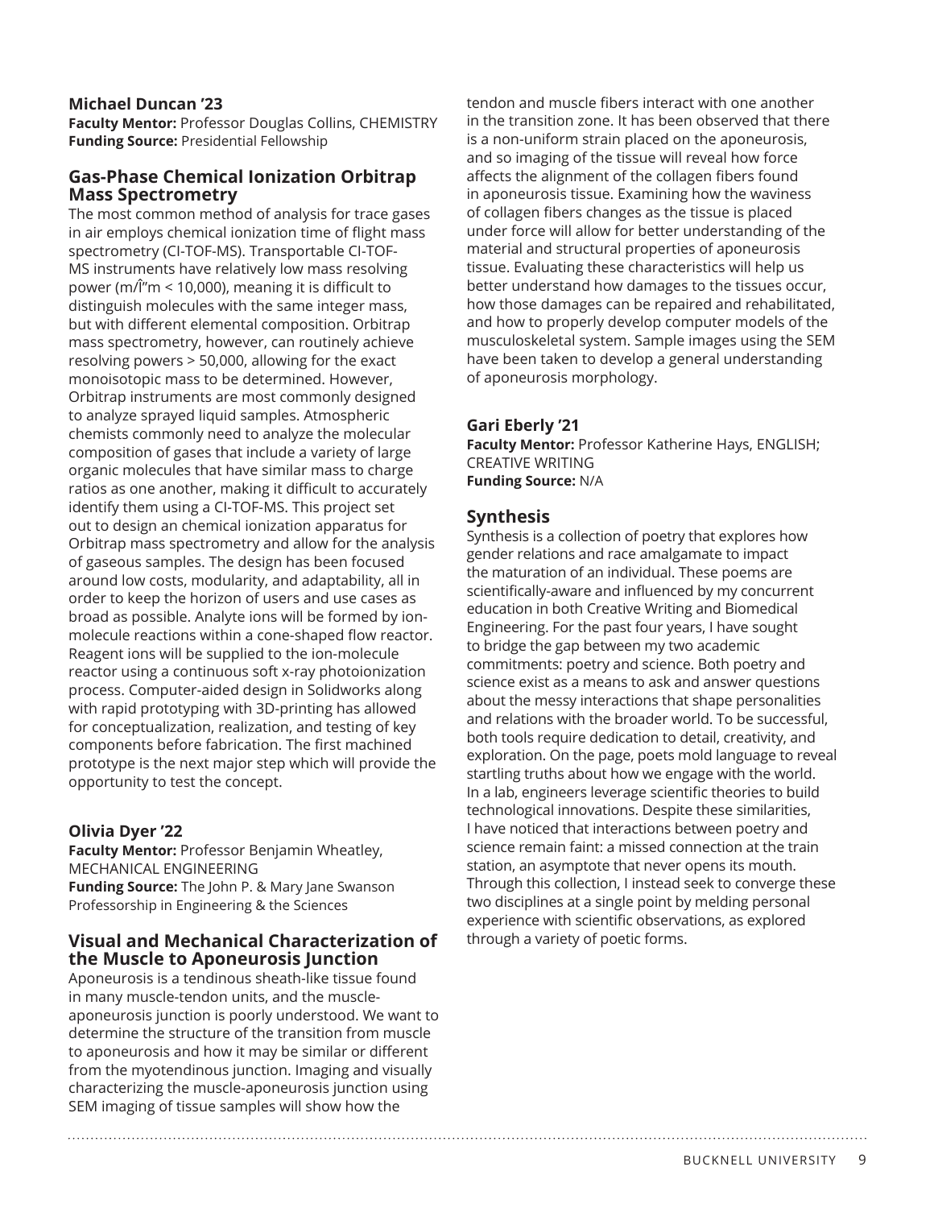**Michael Duncan '23**
**Faculty Mentor:** Professor Douglas Collins, CHEMISTRY
**Funding Source:** Presidential Fellowship

### Gas-Phase Chemical Ionization Orbitrap Mass Spectrometry

The most common method of analysis for trace gases in air employs chemical ionization time of flight mass spectrometry (CI-TOF-MS). Transportable CI-TOF-MS instruments have relatively low mass resolving power (m/Î"m < 10,000), meaning it is difficult to distinguish molecules with the same integer mass, but with different elemental composition. Orbitrap mass spectrometry, however, can routinely achieve resolving powers > 50,000, allowing for the exact monoisotopic mass to be determined. However, Orbitrap instruments are most commonly designed to analyze sprayed liquid samples. Atmospheric chemists commonly need to analyze the molecular composition of gases that include a variety of large organic molecules that have similar mass to charge ratios as one another, making it difficult to accurately identify them using a CI-TOF-MS. This project set out to design an chemical ionization apparatus for Orbitrap mass spectrometry and allow for the analysis of gaseous samples. The design has been focused around low costs, modularity, and adaptability, all in order to keep the horizon of users and use cases as broad as possible. Analyte ions will be formed by ion-molecule reactions within a cone-shaped flow reactor. Reagent ions will be supplied to the ion-molecule reactor using a continuous soft x-ray photoionization process. Computer-aided design in Solidworks along with rapid prototyping with 3D-printing has allowed for conceptualization, realization, and testing of key components before fabrication. The first machined prototype is the next major step which will provide the opportunity to test the concept.

**Olivia Dyer '22**
**Faculty Mentor:** Professor Benjamin Wheatley, MECHANICAL ENGINEERING
**Funding Source:** The John P. & Mary Jane Swanson Professorship in Engineering & the Sciences

### Visual and Mechanical Characterization of the Muscle to Aponeurosis Junction

Aponeurosis is a tendinous sheath-like tissue found in many muscle-tendon units, and the muscle-aponeurosis junction is poorly understood. We want to determine the structure of the transition from muscle to aponeurosis and how it may be similar or different from the myotendinous junction. Imaging and visually characterizing the muscle-aponeurosis junction using SEM imaging of tissue samples will show how the tendon and muscle fibers interact with one another in the transition zone. It has been observed that there is a non-uniform strain placed on the aponeurosis, and so imaging of the tissue will reveal how force affects the alignment of the collagen fibers found in aponeurosis tissue. Examining how the waviness of collagen fibers changes as the tissue is placed under force will allow for better understanding of the material and structural properties of aponeurosis tissue. Evaluating these characteristics will help us better understand how damages to the tissues occur, how those damages can be repaired and rehabilitated, and how to properly develop computer models of the musculoskeletal system. Sample images using the SEM have been taken to develop a general understanding of aponeurosis morphology.

**Gari Eberly '21**
**Faculty Mentor:** Professor Katherine Hays, ENGLISH; CREATIVE WRITING
**Funding Source:** N/A

### Synthesis

Synthesis is a collection of poetry that explores how gender relations and race amalgamate to impact the maturation of an individual. These poems are scientifically-aware and influenced by my concurrent education in both Creative Writing and Biomedical Engineering. For the past four years, I have sought to bridge the gap between my two academic commitments: poetry and science. Both poetry and science exist as a means to ask and answer questions about the messy interactions that shape personalities and relations with the broader world. To be successful, both tools require dedication to detail, creativity, and exploration. On the page, poets mold language to reveal startling truths about how we engage with the world. In a lab, engineers leverage scientific theories to build technological innovations. Despite these similarities, I have noticed that interactions between poetry and science remain faint: a missed connection at the train station, an asymptote that never opens its mouth. Through this collection, I instead seek to converge these two disciplines at a single point by melding personal experience with scientific observations, as explored through a variety of poetic forms.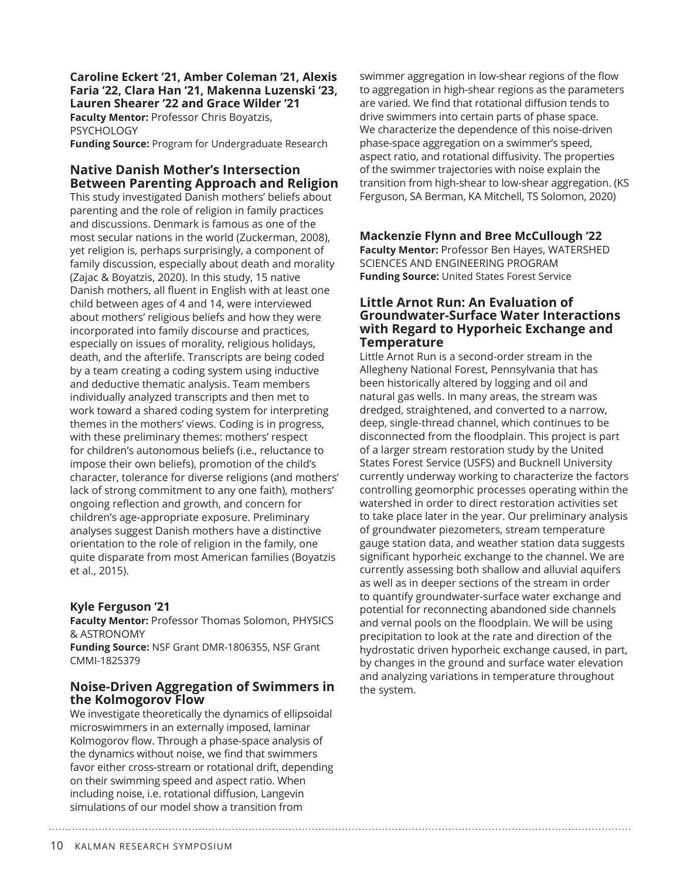**Caroline Eckert '21, Amber Coleman '21, Alexis Faria '22, Clara Han '21, Makenna Luzenski '23, Lauren Shearer '22 and Grace Wilder '21**
**Faculty Mentor:** Professor Chris Boyatzis, PSYCHOLOGY
**Funding Source:** Program for Undergraduate Research

### Native Danish Mother's Intersection Between Parenting Approach and Religion

This study investigated Danish mothers' beliefs about parenting and the role of religion in family practices and discussions. Denmark is famous as one of the most secular nations in the world (Zuckerman, 2008), yet religion is, perhaps surprisingly, a component of family discussion, especially about death and morality (Zajac & Boyatzis, 2020). In this study, 15 native Danish mothers, all fluent in English with at least one child between ages of 4 and 14, were interviewed about mothers' religious beliefs and how they were incorporated into family discourse and practices, especially on issues of morality, religious holidays, death, and the afterlife. Transcripts are being coded by a team creating a coding system using inductive and deductive thematic analysis. Team members individually analyzed transcripts and then met to work toward a shared coding system for interpreting themes in the mothers' views. Coding is in progress, with these preliminary themes: mothers' respect for children's autonomous beliefs (i.e., reluctance to impose their own beliefs), promotion of the child's character, tolerance for diverse religions (and mothers' lack of strong commitment to any one faith), mothers' ongoing reflection and growth, and concern for children's age-appropriate exposure. Preliminary analyses suggest Danish mothers have a distinctive orientation to the role of religion in the family, one quite disparate from most American families (Boyatzis et al., 2015).

**Kyle Ferguson '21**
**Faculty Mentor:** Professor Thomas Solomon, PHYSICS & ASTRONOMY
**Funding Source:** NSF Grant DMR-1806355, NSF Grant CMMI-1825379

### Noise-Driven Aggregation of Swimmers in the Kolmogorov Flow

We investigate theoretically the dynamics of ellipsoidal microswimmers in an externally imposed, laminar Kolmogorov flow. Through a phase-space analysis of the dynamics without noise, we find that swimmers favor either cross-stream or rotational drift, depending on their swimming speed and aspect ratio. When including noise, i.e. rotational diffusion, Langevin simulations of our model show a transition from swimmer aggregation in low-shear regions of the flow to aggregation in high-shear regions as the parameters are varied. We find that rotational diffusion tends to drive swimmers into certain parts of phase space. We characterize the dependence of this noise-driven phase-space aggregation on a swimmer's speed, aspect ratio, and rotational diffusivity. The properties of the swimmer trajectories with noise explain the transition from high-shear to low-shear aggregation. (KS Ferguson, SA Berman, KA Mitchell, TS Solomon, 2020)

**Mackenzie Flynn and Bree McCullough '22**
**Faculty Mentor:** Professor Ben Hayes, WATERSHED SCIENCES AND ENGINEERING PROGRAM
**Funding Source:** United States Forest Service

### Little Arnot Run: An Evaluation of Groundwater-Surface Water Interactions with Regard to Hyporheic Exchange and Temperature

Little Arnot Run is a second-order stream in the Allegheny National Forest, Pennsylvania that has been historically altered by logging and oil and natural gas wells. In many areas, the stream was dredged, straightened, and converted to a narrow, deep, single-thread channel, which continues to be disconnected from the floodplain. This project is part of a larger stream restoration study by the United States Forest Service (USFS) and Bucknell University currently underway working to characterize the factors controlling geomorphic processes operating within the watershed in order to direct restoration activities set to take place later in the year. Our preliminary analysis of groundwater piezometers, stream temperature gauge station data, and weather station data suggests significant hyporheic exchange to the channel. We are currently assessing both shallow and alluvial aquifers as well as in deeper sections of the stream in order to quantify groundwater-surface water exchange and potential for reconnecting abandoned side channels and vernal pools on the floodplain. We will be using precipitation to look at the rate and direction of the hydrostatic driven hyporheic exchange caused, in part, by changes in the ground and surface water elevation and analyzing variations in temperature throughout the system.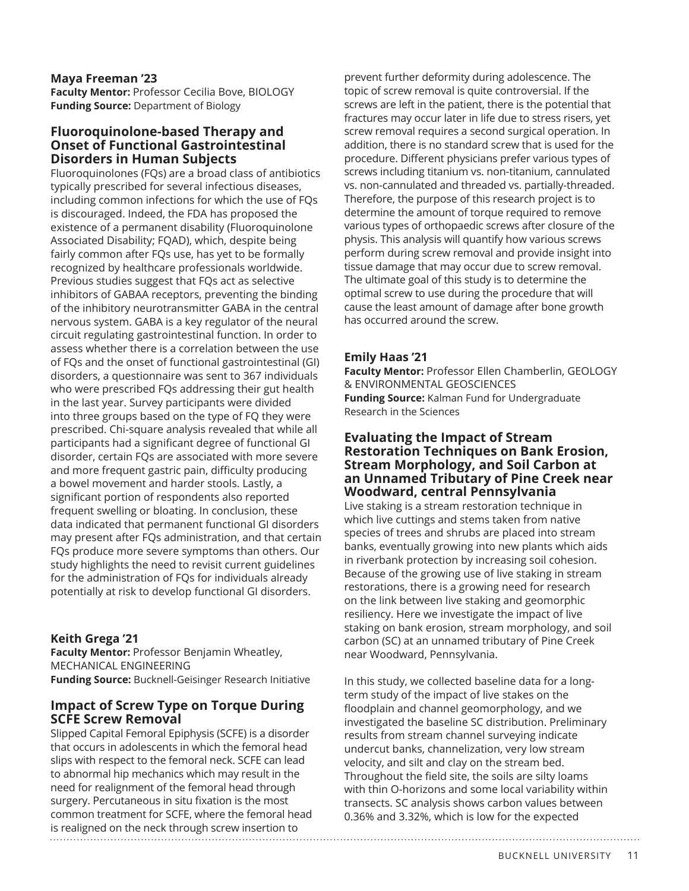**Maya Freeman '23**
**Faculty Mentor:** Professor Cecilia Bove, BIOLOGY
**Funding Source:** Department of Biology

## Fluoroquinolone-based Therapy and Onset of Functional Gastrointestinal Disorders in Human Subjects

Fluoroquinolones (FQs) are a broad class of antibiotics typically prescribed for several infectious diseases, including common infections for which the use of FQs is discouraged. Indeed, the FDA has proposed the existence of a permanent disability (Fluoroquinolone Associated Disability; FQAD), which, despite being fairly common after FQs use, has yet to be formally recognized by healthcare professionals worldwide. Previous studies suggest that FQs act as selective inhibitors of GABAA receptors, preventing the binding of the inhibitory neurotransmitter GABA in the central nervous system. GABA is a key regulator of the neural circuit regulating gastrointestinal function. In order to assess whether there is a correlation between the use of FQs and the onset of functional gastrointestinal (GI) disorders, a questionnaire was sent to 367 individuals who were prescribed FQs addressing their gut health in the last year. Survey participants were divided into three groups based on the type of FQ they were prescribed. Chi-square analysis revealed that while all participants had a significant degree of functional GI disorder, certain FQs are associated with more severe and more frequent gastric pain, difficulty producing a bowel movement and harder stools. Lastly, a significant portion of respondents also reported frequent swelling or bloating. In conclusion, these data indicated that permanent functional GI disorders may present after FQs administration, and that certain FQs produce more severe symptoms than others. Our study highlights the need to revisit current guidelines for the administration of FQs for individuals already potentially at risk to develop functional GI disorders.

**Keith Grega '21**
**Faculty Mentor:** Professor Benjamin Wheatley, MECHANICAL ENGINEERING
**Funding Source:** Bucknell-Geisinger Research Initiative

## Impact of Screw Type on Torque During SCFE Screw Removal

Slipped Capital Femoral Epiphysis (SCFE) is a disorder that occurs in adolescents in which the femoral head slips with respect to the femoral neck. SCFE can lead to abnormal hip mechanics which may result in the need for realignment of the femoral head through surgery. Percutaneous in situ fixation is the most common treatment for SCFE, where the femoral head is realigned on the neck through screw insertion to prevent further deformity during adolescence. The topic of screw removal is quite controversial. If the screws are left in the patient, there is the potential that fractures may occur later in life due to stress risers, yet screw removal requires a second surgical operation. In addition, there is no standard screw that is used for the procedure. Different physicians prefer various types of screws including titanium vs. non-titanium, cannulated vs. non-cannulated and threaded vs. partially-threaded. Therefore, the purpose of this research project is to determine the amount of torque required to remove various types of orthopaedic screws after closure of the physis. This analysis will quantify how various screws perform during screw removal and provide insight into tissue damage that may occur due to screw removal. The ultimate goal of this study is to determine the optimal screw to use during the procedure that will cause the least amount of damage after bone growth has occurred around the screw.

**Emily Haas '21**
**Faculty Mentor:** Professor Ellen Chamberlin, GEOLOGY & ENVIRONMENTAL GEOSCIENCES
**Funding Source:** Kalman Fund for Undergraduate Research in the Sciences

## Evaluating the Impact of Stream Restoration Techniques on Bank Erosion, Stream Morphology, and Soil Carbon at an Unnamed Tributary of Pine Creek near Woodward, central Pennsylvania

Live staking is a stream restoration technique in which live cuttings and stems taken from native species of trees and shrubs are placed into stream banks, eventually growing into new plants which aids in riverbank protection by increasing soil cohesion. Because of the growing use of live staking in stream restorations, there is a growing need for research on the link between live staking and geomorphic resiliency. Here we investigate the impact of live staking on bank erosion, stream morphology, and soil carbon (SC) at an unnamed tributary of Pine Creek near Woodward, Pennsylvania.

In this study, we collected baseline data for a long-term study of the impact of live stakes on the floodplain and channel geomorphology, and we investigated the baseline SC distribution. Preliminary results from stream channel surveying indicate undercut banks, channelization, very low stream velocity, and silt and clay on the stream bed. Throughout the field site, the soils are silty loams with thin O-horizons and some local variability within transects. SC analysis shows carbon values between 0.36% and 3.32%, which is low for the expected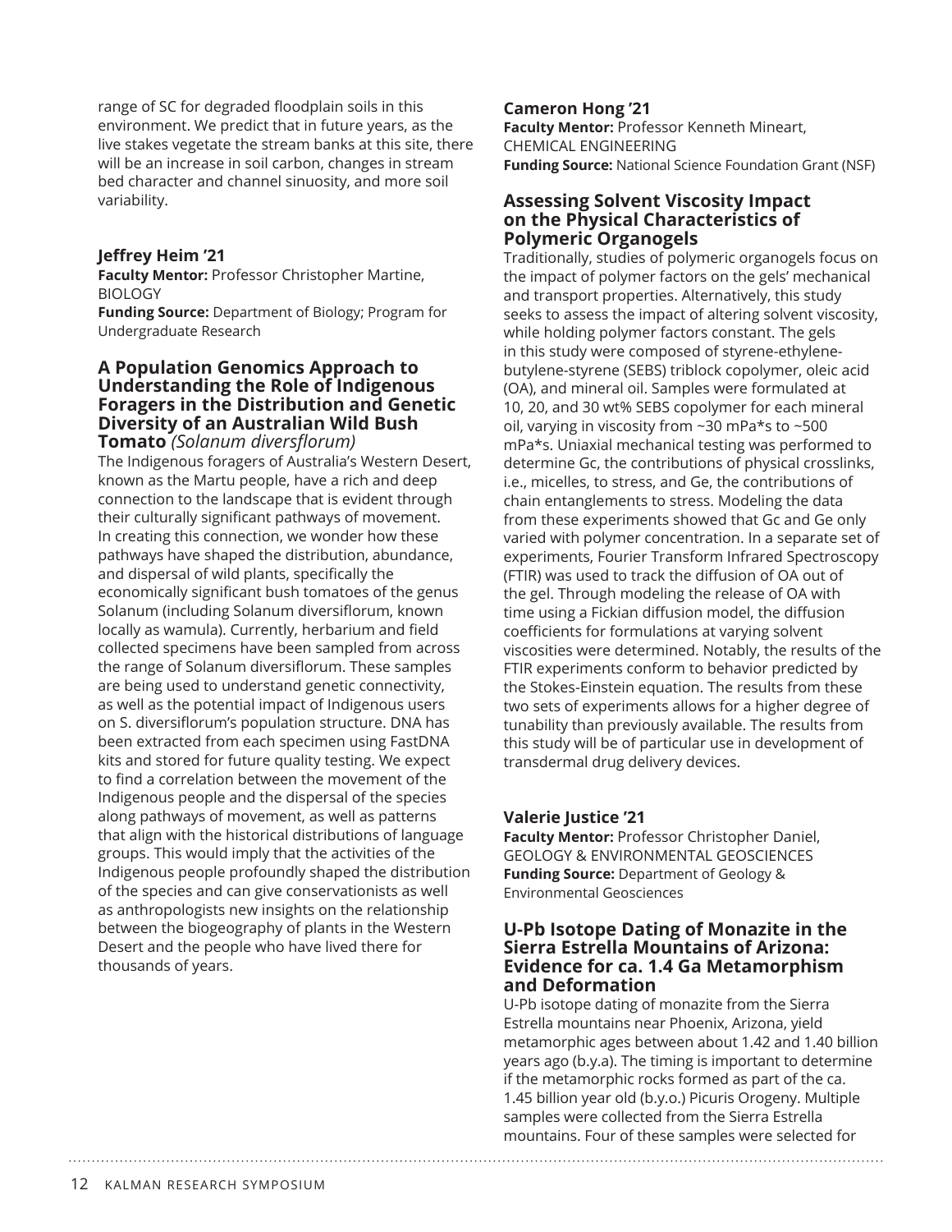range of SC for degraded floodplain soils in this environment. We predict that in future years, as the live stakes vegetate the stream banks at this site, there will be an increase in soil carbon, changes in stream bed character and channel sinuosity, and more soil variability.

**Jeffrey Heim '21**
**Faculty Mentor:** Professor Christopher Martine, BIOLOGY
**Funding Source:** Department of Biology; Program for Undergraduate Research

### A Population Genomics Approach to Understanding the Role of Indigenous Foragers in the Distribution and Genetic Diversity of an Australian Wild Bush Tomato *(Solanum diversflorum)*

The Indigenous foragers of Australia's Western Desert, known as the Martu people, have a rich and deep connection to the landscape that is evident through their culturally significant pathways of movement. In creating this connection, we wonder how these pathways have shaped the distribution, abundance, and dispersal of wild plants, specifically the economically significant bush tomatoes of the genus Solanum (including Solanum diversiflorum, known locally as wamula). Currently, herbarium and field collected specimens have been sampled from across the range of Solanum diversiflorum. These samples are being used to understand genetic connectivity, as well as the potential impact of Indigenous users on S. diversiflorum's population structure. DNA has been extracted from each specimen using FastDNA kits and stored for future quality testing. We expect to find a correlation between the movement of the Indigenous people and the dispersal of the species along pathways of movement, as well as patterns that align with the historical distributions of language groups. This would imply that the activities of the Indigenous people profoundly shaped the distribution of the species and can give conservationists as well as anthropologists new insights on the relationship between the biogeography of plants in the Western Desert and the people who have lived there for thousands of years.

**Cameron Hong '21**
**Faculty Mentor:** Professor Kenneth Mineart, CHEMICAL ENGINEERING
**Funding Source:** National Science Foundation Grant (NSF)

### Assessing Solvent Viscosity Impact on the Physical Characteristics of Polymeric Organogels

Traditionally, studies of polymeric organogels focus on the impact of polymer factors on the gels' mechanical and transport properties. Alternatively, this study seeks to assess the impact of altering solvent viscosity, while holding polymer factors constant. The gels in this study were composed of styrene-ethylene-butylene-styrene (SEBS) triblock copolymer, oleic acid (OA), and mineral oil. Samples were formulated at 10, 20, and 30 wt% SEBS copolymer for each mineral oil, varying in viscosity from ~30 mPa*s to ~500 mPa*s. Uniaxial mechanical testing was performed to determine Gc, the contributions of physical crosslinks, i.e., micelles, to stress, and Ge, the contributions of chain entanglements to stress. Modeling the data from these experiments showed that Gc and Ge only varied with polymer concentration. In a separate set of experiments, Fourier Transform Infrared Spectroscopy (FTIR) was used to track the diffusion of OA out of the gel. Through modeling the release of OA with time using a Fickian diffusion model, the diffusion coefficients for formulations at varying solvent viscosities were determined. Notably, the results of the FTIR experiments conform to behavior predicted by the Stokes-Einstein equation. The results from these two sets of experiments allows for a higher degree of tunability than previously available. The results from this study will be of particular use in development of transdermal drug delivery devices.

**Valerie Justice '21**
**Faculty Mentor:** Professor Christopher Daniel, GEOLOGY & ENVIRONMENTAL GEOSCIENCES
**Funding Source:** Department of Geology & Environmental Geosciences

### U-Pb Isotope Dating of Monazite in the Sierra Estrella Mountains of Arizona: Evidence for ca. 1.4 Ga Metamorphism and Deformation

U-Pb isotope dating of monazite from the Sierra Estrella mountains near Phoenix, Arizona, yield metamorphic ages between about 1.42 and 1.40 billion years ago (b.y.a). The timing is important to determine if the metamorphic rocks formed as part of the ca. 1.45 billion year old (b.y.o.) Picuris Orogeny. Multiple samples were collected from the Sierra Estrella mountains. Four of these samples were selected for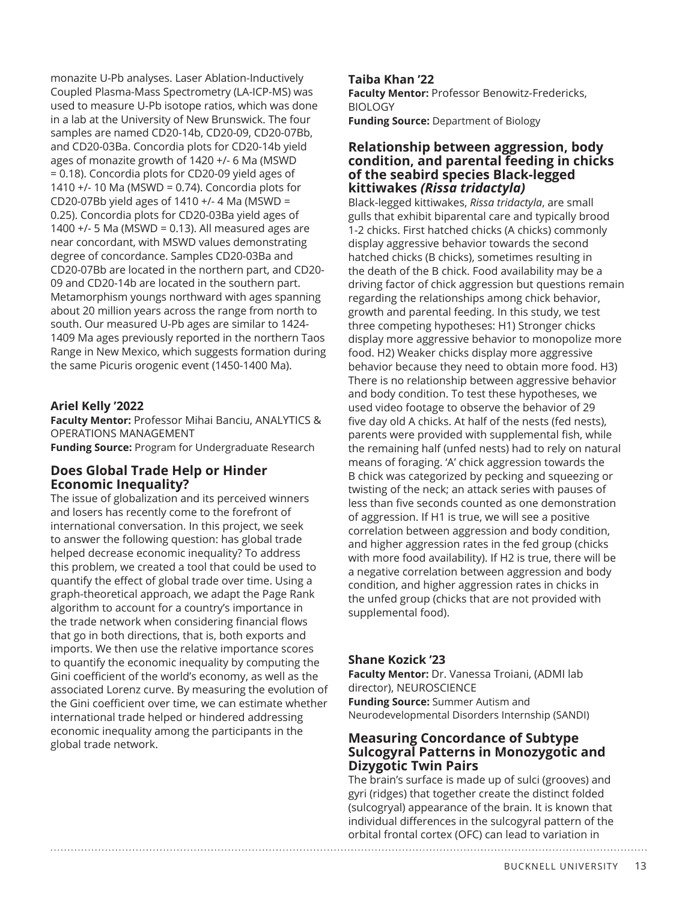monazite U-Pb analyses. Laser Ablation-Inductively Coupled Plasma-Mass Spectrometry (LA-ICP-MS) was used to measure U-Pb isotope ratios, which was done in a lab at the University of New Brunswick. The four samples are named CD20-14b, CD20-09, CD20-07Bb, and CD20-03Ba. Concordia plots for CD20-14b yield ages of monazite growth of 1420 +/- 6 Ma (MSWD = 0.18). Concordia plots for CD20-09 yield ages of 1410 +/- 10 Ma (MSWD = 0.74). Concordia plots for CD20-07Bb yield ages of 1410 +/- 4 Ma (MSWD = 0.25). Concordia plots for CD20-03Ba yield ages of 1400 +/- 5 Ma (MSWD = 0.13). All measured ages are near concordant, with MSWD values demonstrating degree of concordance. Samples CD20-03Ba and CD20-07Bb are located in the northern part, and CD20-09 and CD20-14b are located in the southern part. Metamorphism youngs northward with ages spanning about 20 million years across the range from north to south. Our measured U-Pb ages are similar to 1424-1409 Ma ages previously reported in the northern Taos Range in New Mexico, which suggests formation during the same Picuris orogenic event (1450-1400 Ma).

**Ariel Kelly '2022**
**Faculty Mentor:** Professor Mihai Banciu, ANALYTICS & OPERATIONS MANAGEMENT
**Funding Source:** Program for Undergraduate Research

## Does Global Trade Help or Hinder Economic Inequality?

The issue of globalization and its perceived winners and losers has recently come to the forefront of international conversation. In this project, we seek to answer the following question: has global trade helped decrease economic inequality? To address this problem, we created a tool that could be used to quantify the effect of global trade over time. Using a graph-theoretical approach, we adapt the Page Rank algorithm to account for a country's importance in the trade network when considering financial flows that go in both directions, that is, both exports and imports. We then use the relative importance scores to quantify the economic inequality by computing the Gini coefficient of the world's economy, as well as the associated Lorenz curve. By measuring the evolution of the Gini coefficient over time, we can estimate whether international trade helped or hindered addressing economic inequality among the participants in the global trade network.

**Taiba Khan '22**
**Faculty Mentor:** Professor Benowitz-Fredericks, BIOLOGY
**Funding Source:** Department of Biology

## Relationship between aggression, body condition, and parental feeding in chicks of the seabird species Black-legged kittiwakes *(Rissa tridactyla)*

Black-legged kittiwakes, *Rissa tridactyla*, are small gulls that exhibit biparental care and typically brood 1-2 chicks. First hatched chicks (A chicks) commonly display aggressive behavior towards the second hatched chicks (B chicks), sometimes resulting in the death of the B chick. Food availability may be a driving factor of chick aggression but questions remain regarding the relationships among chick behavior, growth and parental feeding. In this study, we test three competing hypotheses: H1) Stronger chicks display more aggressive behavior to monopolize more food. H2) Weaker chicks display more aggressive behavior because they need to obtain more food. H3) There is no relationship between aggressive behavior and body condition. To test these hypotheses, we used video footage to observe the behavior of 29 five day old A chicks. At half of the nests (fed nests), parents were provided with supplemental fish, while the remaining half (unfed nests) had to rely on natural means of foraging. 'A' chick aggression towards the B chick was categorized by pecking and squeezing or twisting of the neck; an attack series with pauses of less than five seconds counted as one demonstration of aggression. If H1 is true, we will see a positive correlation between aggression and body condition, and higher aggression rates in the fed group (chicks with more food availability). If H2 is true, there will be a negative correlation between aggression and body condition, and higher aggression rates in chicks in the unfed group (chicks that are not provided with supplemental food).

**Shane Kozick '23**
**Faculty Mentor:** Dr. Vanessa Troiani, (ADMI lab director), NEUROSCIENCE
**Funding Source:** Summer Autism and Neurodevelopmental Disorders Internship (SANDI)

## Measuring Concordance of Subtype Sulcogyral Patterns in Monozygotic and Dizygotic Twin Pairs

The brain's surface is made up of sulci (grooves) and gyri (ridges) that together create the distinct folded (sulcogryal) appearance of the brain. It is known that individual differences in the sulcogyral pattern of the orbital frontal cortex (OFC) can lead to variation in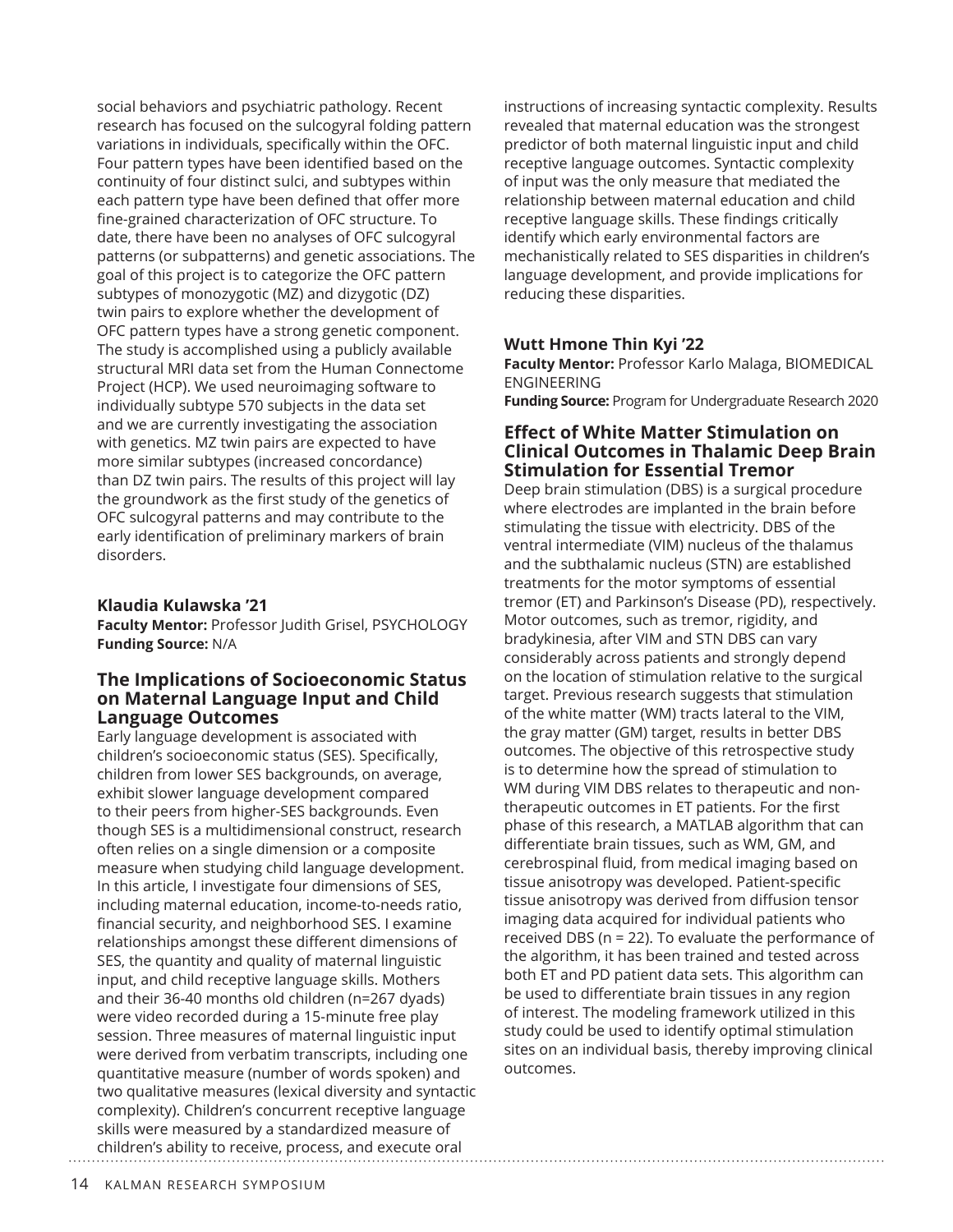social behaviors and psychiatric pathology. Recent research has focused on the sulcogyral folding pattern variations in individuals, specifically within the OFC. Four pattern types have been identified based on the continuity of four distinct sulci, and subtypes within each pattern type have been defined that offer more fine-grained characterization of OFC structure. To date, there have been no analyses of OFC sulcogyral patterns (or subpatterns) and genetic associations. The goal of this project is to categorize the OFC pattern subtypes of monozygotic (MZ) and dizygotic (DZ) twin pairs to explore whether the development of OFC pattern types have a strong genetic component. The study is accomplished using a publicly available structural MRI data set from the Human Connectome Project (HCP). We used neuroimaging software to individually subtype 570 subjects in the data set and we are currently investigating the association with genetics. MZ twin pairs are expected to have more similar subtypes (increased concordance) than DZ twin pairs. The results of this project will lay the groundwork as the first study of the genetics of OFC sulcogyral patterns and may contribute to the early identification of preliminary markers of brain disorders.

**Klaudia Kulawska '21**
**Faculty Mentor:** Professor Judith Grisel, PSYCHOLOGY
**Funding Source:** N/A

### The Implications of Socioeconomic Status on Maternal Language Input and Child Language Outcomes

Early language development is associated with children's socioeconomic status (SES). Specifically, children from lower SES backgrounds, on average, exhibit slower language development compared to their peers from higher-SES backgrounds. Even though SES is a multidimensional construct, research often relies on a single dimension or a composite measure when studying child language development. In this article, I investigate four dimensions of SES, including maternal education, income-to-needs ratio, financial security, and neighborhood SES. I examine relationships amongst these different dimensions of SES, the quantity and quality of maternal linguistic input, and child receptive language skills. Mothers and their 36-40 months old children (n=267 dyads) were video recorded during a 15-minute free play session. Three measures of maternal linguistic input were derived from verbatim transcripts, including one quantitative measure (number of words spoken) and two qualitative measures (lexical diversity and syntactic complexity). Children's concurrent receptive language skills were measured by a standardized measure of children's ability to receive, process, and execute oral instructions of increasing syntactic complexity. Results revealed that maternal education was the strongest predictor of both maternal linguistic input and child receptive language outcomes. Syntactic complexity of input was the only measure that mediated the relationship between maternal education and child receptive language skills. These findings critically identify which early environmental factors are mechanistically related to SES disparities in children's language development, and provide implications for reducing these disparities.

**Wutt Hmone Thin Kyi '22**
**Faculty Mentor:** Professor Karlo Malaga, BIOMEDICAL ENGINEERING
**Funding Source:** Program for Undergraduate Research 2020

### Effect of White Matter Stimulation on Clinical Outcomes in Thalamic Deep Brain Stimulation for Essential Tremor

Deep brain stimulation (DBS) is a surgical procedure where electrodes are implanted in the brain before stimulating the tissue with electricity. DBS of the ventral intermediate (VIM) nucleus of the thalamus and the subthalamic nucleus (STN) are established treatments for the motor symptoms of essential tremor (ET) and Parkinson's Disease (PD), respectively. Motor outcomes, such as tremor, rigidity, and bradykinesia, after VIM and STN DBS can vary considerably across patients and strongly depend on the location of stimulation relative to the surgical target. Previous research suggests that stimulation of the white matter (WM) tracts lateral to the VIM, the gray matter (GM) target, results in better DBS outcomes. The objective of this retrospective study is to determine how the spread of stimulation to WM during VIM DBS relates to therapeutic and non-therapeutic outcomes in ET patients. For the first phase of this research, a MATLAB algorithm that can differentiate brain tissues, such as WM, GM, and cerebrospinal fluid, from medical imaging based on tissue anisotropy was developed. Patient-specific tissue anisotropy was derived from diffusion tensor imaging data acquired for individual patients who received DBS (n = 22). To evaluate the performance of the algorithm, it has been trained and tested across both ET and PD patient data sets. This algorithm can be used to differentiate brain tissues in any region of interest. The modeling framework utilized in this study could be used to identify optimal stimulation sites on an individual basis, thereby improving clinical outcomes.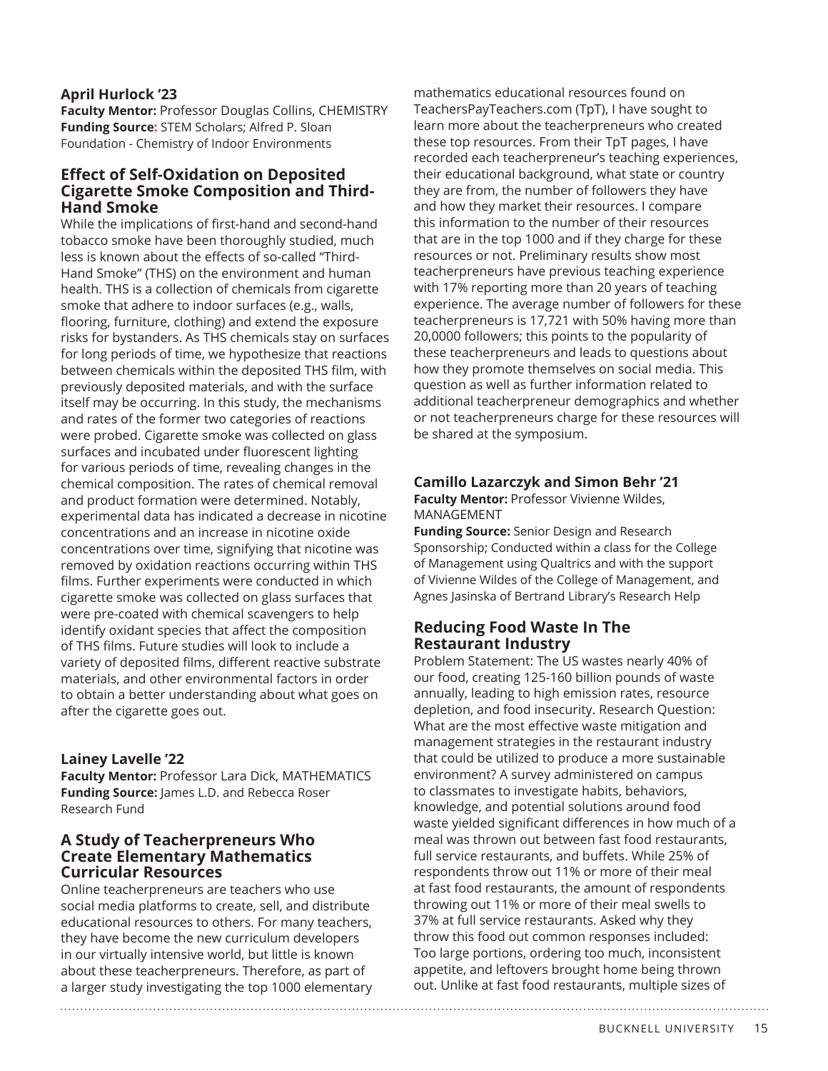**April Hurlock '23**
**Faculty Mentor:** Professor Douglas Collins, CHEMISTRY
**Funding Source:** STEM Scholars; Alfred P. Sloan Foundation - Chemistry of Indoor Environments

### Effect of Self-Oxidation on Deposited Cigarette Smoke Composition and Third-Hand Smoke

While the implications of first-hand and second-hand tobacco smoke have been thoroughly studied, much less is known about the effects of so-called "Third-Hand Smoke" (THS) on the environment and human health. THS is a collection of chemicals from cigarette smoke that adhere to indoor surfaces (e.g., walls, flooring, furniture, clothing) and extend the exposure risks for bystanders. As THS chemicals stay on surfaces for long periods of time, we hypothesize that reactions between chemicals within the deposited THS film, with previously deposited materials, and with the surface itself may be occurring. In this study, the mechanisms and rates of the former two categories of reactions were probed. Cigarette smoke was collected on glass surfaces and incubated under fluorescent lighting for various periods of time, revealing changes in the chemical composition. The rates of chemical removal and product formation were determined. Notably, experimental data has indicated a decrease in nicotine concentrations and an increase in nicotine oxide concentrations over time, signifying that nicotine was removed by oxidation reactions occurring within THS films. Further experiments were conducted in which cigarette smoke was collected on glass surfaces that were pre-coated with chemical scavengers to help identify oxidant species that affect the composition of THS films. Future studies will look to include a variety of deposited films, different reactive substrate materials, and other environmental factors in order to obtain a better understanding about what goes on after the cigarette goes out.

**Lainey Lavelle '22**
**Faculty Mentor:** Professor Lara Dick, MATHEMATICS
**Funding Source:** James L.D. and Rebecca Roser Research Fund

### A Study of Teacherpreneurs Who Create Elementary Mathematics Curricular Resources

Online teacherpreneurs are teachers who use social media platforms to create, sell, and distribute educational resources to others. For many teachers, they have become the new curriculum developers in our virtually intensive world, but little is known about these teacherpreneurs. Therefore, as part of a larger study investigating the top 1000 elementary mathematics educational resources found on TeachersPayTeachers.com (TpT), I have sought to learn more about the teacherpreneurs who created these top resources. From their TpT pages, I have recorded each teacherpreneur's teaching experiences, their educational background, what state or country they are from, the number of followers they have and how they market their resources. I compare this information to the number of their resources that are in the top 1000 and if they charge for these resources or not. Preliminary results show most teacherpreneurs have previous teaching experience with 17% reporting more than 20 years of teaching experience. The average number of followers for these teacherpreneurs is 17,721 with 50% having more than 20,0000 followers; this points to the popularity of these teacherpreneurs and leads to questions about how they promote themselves on social media. This question as well as further information related to additional teacherpreneur demographics and whether or not teacherpreneurs charge for these resources will be shared at the symposium.

**Camillo Lazarczyk and Simon Behr '21**
**Faculty Mentor:** Professor Vivienne Wildes, MANAGEMENT
**Funding Source:** Senior Design and Research Sponsorship; Conducted within a class for the College of Management using Qualtrics and with the support of Vivienne Wildes of the College of Management, and Agnes Jasinska of Bertrand Library's Research Help

### Reducing Food Waste In The Restaurant Industry

Problem Statement: The US wastes nearly 40% of our food, creating 125-160 billion pounds of waste annually, leading to high emission rates, resource depletion, and food insecurity. Research Question: What are the most effective waste mitigation and management strategies in the restaurant industry that could be utilized to produce a more sustainable environment? A survey administered on campus to classmates to investigate habits, behaviors, knowledge, and potential solutions around food waste yielded significant differences in how much of a meal was thrown out between fast food restaurants, full service restaurants, and buffets. While 25% of respondents throw out 11% or more of their meal at fast food restaurants, the amount of respondents throwing out 11% or more of their meal swells to 37% at full service restaurants. Asked why they throw this food out common responses included: Too large portions, ordering too much, inconsistent appetite, and leftovers brought home being thrown out. Unlike at fast food restaurants, multiple sizes of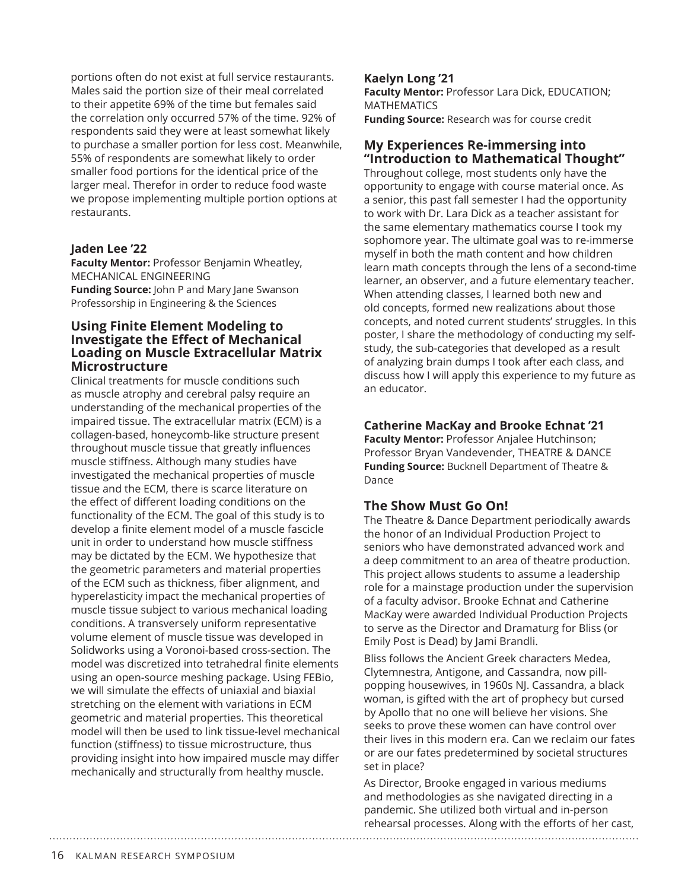portions often do not exist at full service restaurants. Males said the portion size of their meal correlated to their appetite 69% of the time but females said the correlation only occurred 57% of the time. 92% of respondents said they were at least somewhat likely to purchase a smaller portion for less cost. Meanwhile, 55% of respondents are somewhat likely to order smaller food portions for the identical price of the larger meal. Therefor in order to reduce food waste we propose implementing multiple portion options at restaurants.

**Jaden Lee ’22**
**Faculty Mentor:** Professor Benjamin Wheatley, MECHANICAL ENGINEERING
**Funding Source:** John P and Mary Jane Swanson Professorship in Engineering & the Sciences

## Using Finite Element Modeling to Investigate the Effect of Mechanical Loading on Muscle Extracellular Matrix Microstructure

Clinical treatments for muscle conditions such as muscle atrophy and cerebral palsy require an understanding of the mechanical properties of the impaired tissue. The extracellular matrix (ECM) is a collagen-based, honeycomb-like structure present throughout muscle tissue that greatly influences muscle stiffness. Although many studies have investigated the mechanical properties of muscle tissue and the ECM, there is scarce literature on the effect of different loading conditions on the functionality of the ECM. The goal of this study is to develop a finite element model of a muscle fascicle unit in order to understand how muscle stiffness may be dictated by the ECM. We hypothesize that the geometric parameters and material properties of the ECM such as thickness, fiber alignment, and hyperelasticity impact the mechanical properties of muscle tissue subject to various mechanical loading conditions. A transversely uniform representative volume element of muscle tissue was developed in Solidworks using a Voronoi-based cross-section. The model was discretized into tetrahedral finite elements using an open-source meshing package. Using FEBio, we will simulate the effects of uniaxial and biaxial stretching on the element with variations in ECM geometric and material properties. This theoretical model will then be used to link tissue-level mechanical function (stiffness) to tissue microstructure, thus providing insight into how impaired muscle may differ mechanically and structurally from healthy muscle.

**Kaelyn Long ’21**
**Faculty Mentor:** Professor Lara Dick, EDUCATION; MATHEMATICS
**Funding Source:** Research was for course credit

## My Experiences Re-immersing into “Introduction to Mathematical Thought”

Throughout college, most students only have the opportunity to engage with course material once. As a senior, this past fall semester I had the opportunity to work with Dr. Lara Dick as a teacher assistant for the same elementary mathematics course I took my sophomore year. The ultimate goal was to re-immerse myself in both the math content and how children learn math concepts through the lens of a second-time learner, an observer, and a future elementary teacher. When attending classes, I learned both new and old concepts, formed new realizations about those concepts, and noted current students’ struggles. In this poster, I share the methodology of conducting my self-study, the sub-categories that developed as a result of analyzing brain dumps I took after each class, and discuss how I will apply this experience to my future as an educator.

**Catherine MacKay and Brooke Echnat ’21**
**Faculty Mentor:** Professor Anjalee Hutchinson; Professor Bryan Vandevender, THEATRE & DANCE
**Funding Source:** Bucknell Department of Theatre & Dance

## The Show Must Go On!

The Theatre & Dance Department periodically awards the honor of an Individual Production Project to seniors who have demonstrated advanced work and a deep commitment to an area of theatre production. This project allows students to assume a leadership role for a mainstage production under the supervision of a faculty advisor. Brooke Echnat and Catherine MacKay were awarded Individual Production Projects to serve as the Director and Dramaturg for Bliss (or Emily Post is Dead) by Jami Brandli.

Bliss follows the Ancient Greek characters Medea, Clytemnestra, Antigone, and Cassandra, now pill-popping housewives, in 1960s NJ. Cassandra, a black woman, is gifted with the art of prophecy but cursed by Apollo that no one will believe her visions. She seeks to prove these women can have control over their lives in this modern era. Can we reclaim our fates or are our fates predetermined by societal structures set in place?

As Director, Brooke engaged in various mediums and methodologies as she navigated directing in a pandemic. She utilized both virtual and in-person rehearsal processes. Along with the efforts of her cast,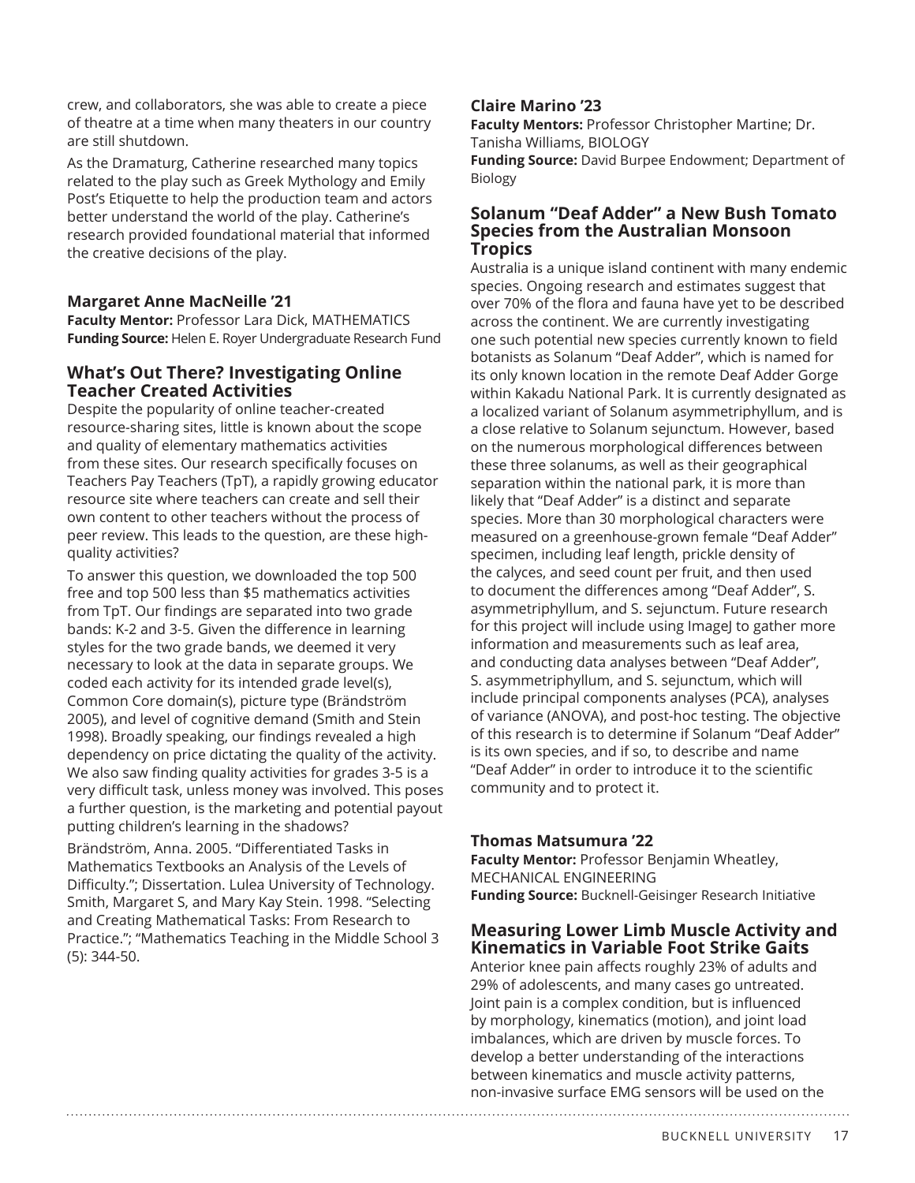crew, and collaborators, she was able to create a piece of theatre at a time when many theaters in our country are still shutdown.

As the Dramaturg, Catherine researched many topics related to the play such as Greek Mythology and Emily Post's Etiquette to help the production team and actors better understand the world of the play. Catherine's research provided foundational material that informed the creative decisions of the play.

### Margaret Anne MacNeille '21

**Faculty Mentor:** Professor Lara Dick, MATHEMATICS
**Funding Source:** Helen E. Royer Undergraduate Research Fund

## What's Out There? Investigating Online Teacher Created Activities

Despite the popularity of online teacher-created resource-sharing sites, little is known about the scope and quality of elementary mathematics activities from these sites. Our research specifically focuses on Teachers Pay Teachers (TpT), a rapidly growing educator resource site where teachers can create and sell their own content to other teachers without the process of peer review. This leads to the question, are these high-quality activities?

To answer this question, we downloaded the top 500 free and top 500 less than $5 mathematics activities from TpT. Our findings are separated into two grade bands: K-2 and 3-5. Given the difference in learning styles for the two grade bands, we deemed it very necessary to look at the data in separate groups. We coded each activity for its intended grade level(s), Common Core domain(s), picture type (Brändström 2005), and level of cognitive demand (Smith and Stein 1998). Broadly speaking, our findings revealed a high dependency on price dictating the quality of the activity. We also saw finding quality activities for grades 3-5 is a very difficult task, unless money was involved. This poses a further question, is the marketing and potential payout putting children's learning in the shadows?

Brändström, Anna. 2005. "Differentiated Tasks in Mathematics Textbooks an Analysis of the Levels of Difficulty."; Dissertation. Lulea University of Technology. Smith, Margaret S, and Mary Kay Stein. 1998. "Selecting and Creating Mathematical Tasks: From Research to Practice."; "Mathematics Teaching in the Middle School 3 (5): 344-50.

### Claire Marino '23

**Faculty Mentors:** Professor Christopher Martine; Dr. Tanisha Williams, BIOLOGY
**Funding Source:** David Burpee Endowment; Department of Biology

## Solanum "Deaf Adder" a New Bush Tomato Species from the Australian Monsoon Tropics

Australia is a unique island continent with many endemic species. Ongoing research and estimates suggest that over 70% of the flora and fauna have yet to be described across the continent. We are currently investigating one such potential new species currently known to field botanists as Solanum "Deaf Adder", which is named for its only known location in the remote Deaf Adder Gorge within Kakadu National Park. It is currently designated as a localized variant of Solanum asymmetriphyllum, and is a close relative to Solanum sejunctum. However, based on the numerous morphological differences between these three solanums, as well as their geographical separation within the national park, it is more than likely that "Deaf Adder" is a distinct and separate species. More than 30 morphological characters were measured on a greenhouse-grown female "Deaf Adder" specimen, including leaf length, prickle density of the calyces, and seed count per fruit, and then used to document the differences among "Deaf Adder", S. asymmetriphyllum, and S. sejunctum. Future research for this project will include using ImageJ to gather more information and measurements such as leaf area, and conducting data analyses between "Deaf Adder", S. asymmetriphyllum, and S. sejunctum, which will include principal components analyses (PCA), analyses of variance (ANOVA), and post-hoc testing. The objective of this research is to determine if Solanum "Deaf Adder" is its own species, and if so, to describe and name "Deaf Adder" in order to introduce it to the scientific community and to protect it.

### Thomas Matsumura '22

**Faculty Mentor:** Professor Benjamin Wheatley, MECHANICAL ENGINEERING
**Funding Source:** Bucknell-Geisinger Research Initiative

## Measuring Lower Limb Muscle Activity and Kinematics in Variable Foot Strike Gaits

Anterior knee pain affects roughly 23% of adults and 29% of adolescents, and many cases go untreated. Joint pain is a complex condition, but is influenced by morphology, kinematics (motion), and joint load imbalances, which are driven by muscle forces. To develop a better understanding of the interactions between kinematics and muscle activity patterns, non-invasive surface EMG sensors will be used on the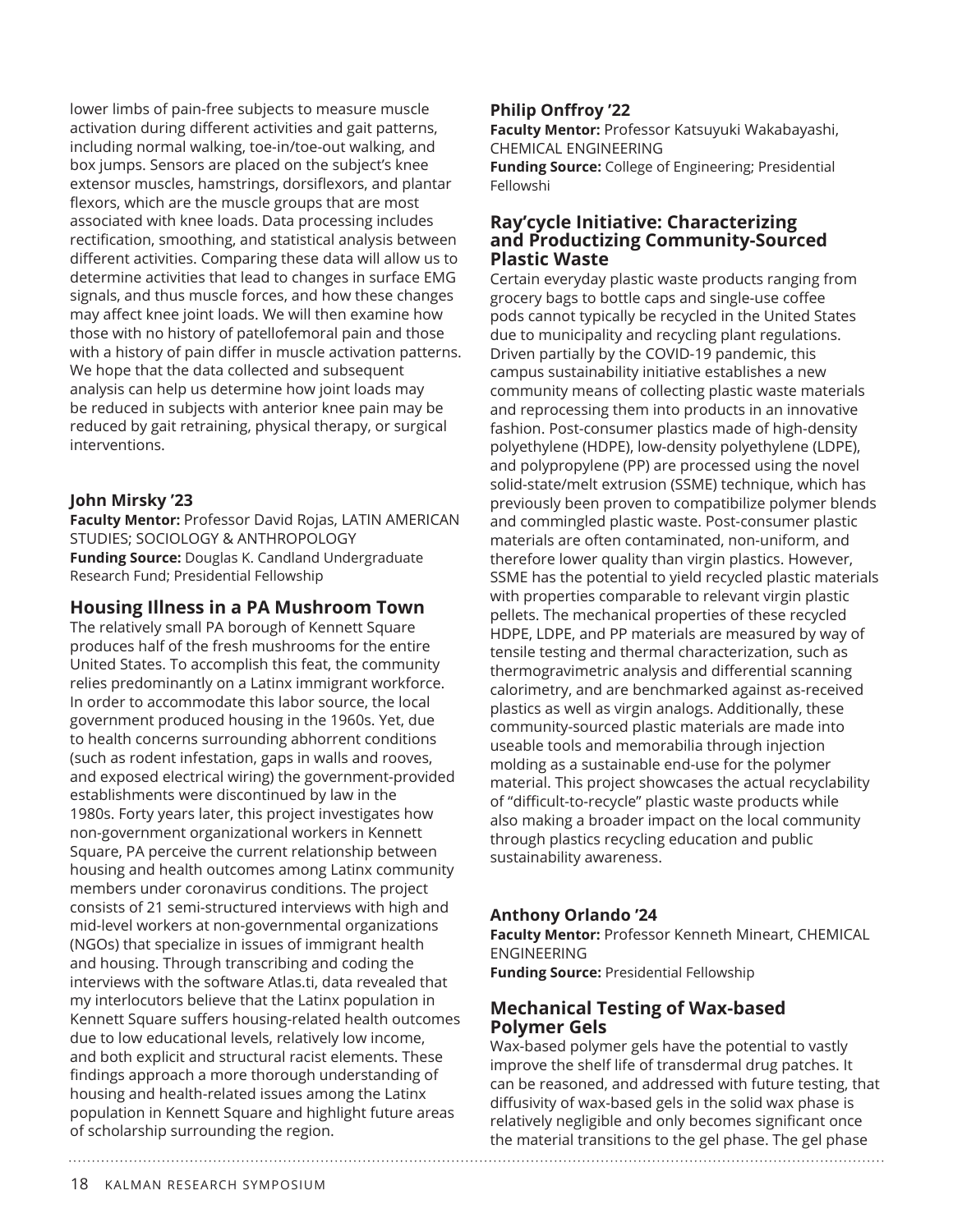lower limbs of pain-free subjects to measure muscle activation during different activities and gait patterns, including normal walking, toe-in/toe-out walking, and box jumps. Sensors are placed on the subject's knee extensor muscles, hamstrings, dorsiflexors, and plantar flexors, which are the muscle groups that are most associated with knee loads. Data processing includes rectification, smoothing, and statistical analysis between different activities. Comparing these data will allow us to determine activities that lead to changes in surface EMG signals, and thus muscle forces, and how these changes may affect knee joint loads. We will then examine how those with no history of patellofemoral pain and those with a history of pain differ in muscle activation patterns. We hope that the data collected and subsequent analysis can help us determine how joint loads may be reduced in subjects with anterior knee pain may be reduced by gait retraining, physical therapy, or surgical interventions.

**John Mirsky '23**
**Faculty Mentor:** Professor David Rojas, LATIN AMERICAN STUDIES; SOCIOLOGY & ANTHROPOLOGY
**Funding Source:** Douglas K. Candland Undergraduate Research Fund; Presidential Fellowship

## Housing Illness in a PA Mushroom Town

The relatively small PA borough of Kennett Square produces half of the fresh mushrooms for the entire United States. To accomplish this feat, the community relies predominantly on a Latinx immigrant workforce. In order to accommodate this labor source, the local government produced housing in the 1960s. Yet, due to health concerns surrounding abhorrent conditions (such as rodent infestation, gaps in walls and rooves, and exposed electrical wiring) the government-provided establishments were discontinued by law in the 1980s. Forty years later, this project investigates how non-government organizational workers in Kennett Square, PA perceive the current relationship between housing and health outcomes among Latinx community members under coronavirus conditions. The project consists of 21 semi-structured interviews with high and mid-level workers at non-governmental organizations (NGOs) that specialize in issues of immigrant health and housing. Through transcribing and coding the interviews with the software Atlas.ti, data revealed that my interlocutors believe that the Latinx population in Kennett Square suffers housing-related health outcomes due to low educational levels, relatively low income, and both explicit and structural racist elements. These findings approach a more thorough understanding of housing and health-related issues among the Latinx population in Kennett Square and highlight future areas of scholarship surrounding the region.

**Philip Onffroy '22**
**Faculty Mentor:** Professor Katsuyuki Wakabayashi, CHEMICAL ENGINEERING
**Funding Source:** College of Engineering; Presidential Fellowshi

## Ray'cycle Initiative: Characterizing and Productizing Community-Sourced Plastic Waste

Certain everyday plastic waste products ranging from grocery bags to bottle caps and single-use coffee pods cannot typically be recycled in the United States due to municipality and recycling plant regulations. Driven partially by the COVID-19 pandemic, this campus sustainability initiative establishes a new community means of collecting plastic waste materials and reprocessing them into products in an innovative fashion. Post-consumer plastics made of high-density polyethylene (HDPE), low-density polyethylene (LDPE), and polypropylene (PP) are processed using the novel solid-state/melt extrusion (SSME) technique, which has previously been proven to compatibilize polymer blends and commingled plastic waste. Post-consumer plastic materials are often contaminated, non-uniform, and therefore lower quality than virgin plastics. However, SSME has the potential to yield recycled plastic materials with properties comparable to relevant virgin plastic pellets. The mechanical properties of these recycled HDPE, LDPE, and PP materials are measured by way of tensile testing and thermal characterization, such as thermogravimetric analysis and differential scanning calorimetry, and are benchmarked against as-received plastics as well as virgin analogs. Additionally, these community-sourced plastic materials are made into useable tools and memorabilia through injection molding as a sustainable end-use for the polymer material. This project showcases the actual recyclability of "difficult-to-recycle" plastic waste products while also making a broader impact on the local community through plastics recycling education and public sustainability awareness.

**Anthony Orlando '24**
**Faculty Mentor:** Professor Kenneth Mineart, CHEMICAL ENGINEERING
**Funding Source:** Presidential Fellowship

## Mechanical Testing of Wax-based Polymer Gels

Wax-based polymer gels have the potential to vastly improve the shelf life of transdermal drug patches. It can be reasoned, and addressed with future testing, that diffusivity of wax-based gels in the solid wax phase is relatively negligible and only becomes significant once the material transitions to the gel phase. The gel phase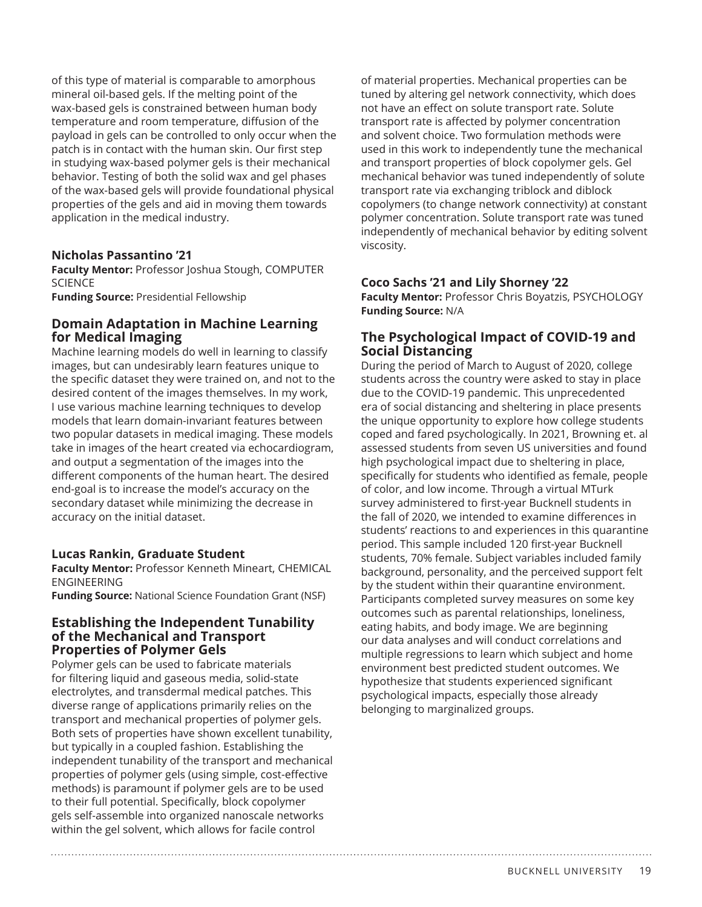of this type of material is comparable to amorphous mineral oil-based gels. If the melting point of the wax-based gels is constrained between human body temperature and room temperature, diffusion of the payload in gels can be controlled to only occur when the patch is in contact with the human skin. Our first step in studying wax-based polymer gels is their mechanical behavior. Testing of both the solid wax and gel phases of the wax-based gels will provide foundational physical properties of the gels and aid in moving them towards application in the medical industry.

**Nicholas Passantino '21**
**Faculty Mentor:** Professor Joshua Stough, COMPUTER SCIENCE
**Funding Source:** Presidential Fellowship

## Domain Adaptation in Machine Learning for Medical Imaging

Machine learning models do well in learning to classify images, but can undesirably learn features unique to the specific dataset they were trained on, and not to the desired content of the images themselves. In my work, I use various machine learning techniques to develop models that learn domain-invariant features between two popular datasets in medical imaging. These models take in images of the heart created via echocardiogram, and output a segmentation of the images into the different components of the human heart. The desired end-goal is to increase the model's accuracy on the secondary dataset while minimizing the decrease in accuracy on the initial dataset.

**Lucas Rankin, Graduate Student**
**Faculty Mentor:** Professor Kenneth Mineart, CHEMICAL ENGINEERING
**Funding Source:** National Science Foundation Grant (NSF)

## Establishing the Independent Tunability of the Mechanical and Transport Properties of Polymer Gels

Polymer gels can be used to fabricate materials for filtering liquid and gaseous media, solid-state electrolytes, and transdermal medical patches. This diverse range of applications primarily relies on the transport and mechanical properties of polymer gels. Both sets of properties have shown excellent tunability, but typically in a coupled fashion. Establishing the independent tunability of the transport and mechanical properties of polymer gels (using simple, cost-effective methods) is paramount if polymer gels are to be used to their full potential. Specifically, block copolymer gels self-assemble into organized nanoscale networks within the gel solvent, which allows for facile control of material properties. Mechanical properties can be tuned by altering gel network connectivity, which does not have an effect on solute transport rate. Solute transport rate is affected by polymer concentration and solvent choice. Two formulation methods were used in this work to independently tune the mechanical and transport properties of block copolymer gels. Gel mechanical behavior was tuned independently of solute transport rate via exchanging triblock and diblock copolymers (to change network connectivity) at constant polymer concentration. Solute transport rate was tuned independently of mechanical behavior by editing solvent viscosity.

**Coco Sachs '21 and Lily Shorney '22**
**Faculty Mentor:** Professor Chris Boyatzis, PSYCHOLOGY
**Funding Source:** N/A

## The Psychological Impact of COVID-19 and Social Distancing

During the period of March to August of 2020, college students across the country were asked to stay in place due to the COVID-19 pandemic. This unprecedented era of social distancing and sheltering in place presents the unique opportunity to explore how college students coped and fared psychologically. In 2021, Browning et. al assessed students from seven US universities and found high psychological impact due to sheltering in place, specifically for students who identified as female, people of color, and low income. Through a virtual MTurk survey administered to first-year Bucknell students in the fall of 2020, we intended to examine differences in students' reactions to and experiences in this quarantine period. This sample included 120 first-year Bucknell students, 70% female. Subject variables included family background, personality, and the perceived support felt by the student within their quarantine environment. Participants completed survey measures on some key outcomes such as parental relationships, loneliness, eating habits, and body image. We are beginning our data analyses and will conduct correlations and multiple regressions to learn which subject and home environment best predicted student outcomes. We hypothesize that students experienced significant psychological impacts, especially those already belonging to marginalized groups.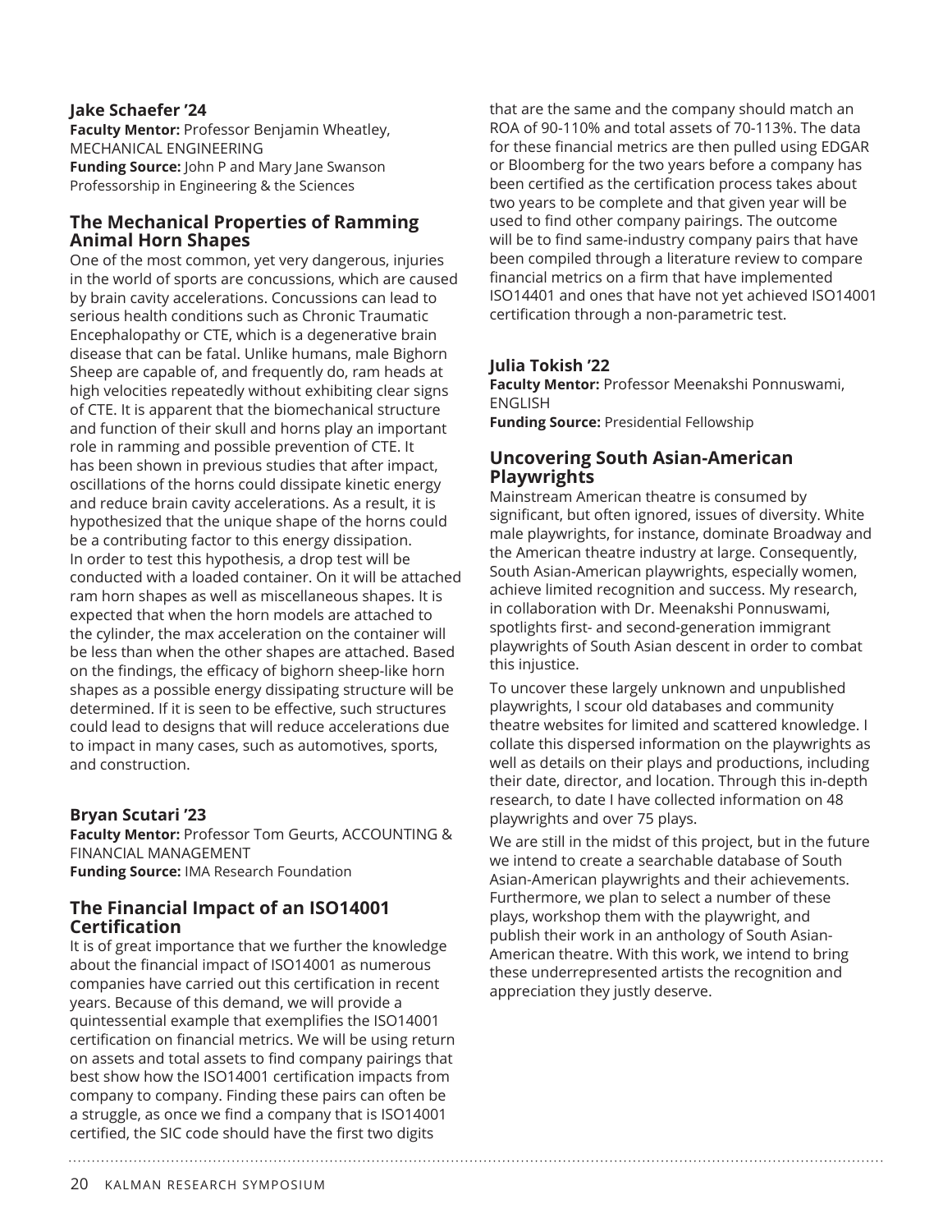### Jake Schaefer '24

**Faculty Mentor:** Professor Benjamin Wheatley, MECHANICAL ENGINEERING
**Funding Source:** John P and Mary Jane Swanson Professorship in Engineering & the Sciences

## The Mechanical Properties of Ramming Animal Horn Shapes

One of the most common, yet very dangerous, injuries in the world of sports are concussions, which are caused by brain cavity accelerations. Concussions can lead to serious health conditions such as Chronic Traumatic Encephalopathy or CTE, which is a degenerative brain disease that can be fatal. Unlike humans, male Bighorn Sheep are capable of, and frequently do, ram heads at high velocities repeatedly without exhibiting clear signs of CTE. It is apparent that the biomechanical structure and function of their skull and horns play an important role in ramming and possible prevention of CTE. It has been shown in previous studies that after impact, oscillations of the horns could dissipate kinetic energy and reduce brain cavity accelerations. As a result, it is hypothesized that the unique shape of the horns could be a contributing factor to this energy dissipation. In order to test this hypothesis, a drop test will be conducted with a loaded container. On it will be attached ram horn shapes as well as miscellaneous shapes. It is expected that when the horn models are attached to the cylinder, the max acceleration on the container will be less than when the other shapes are attached. Based on the findings, the efficacy of bighorn sheep-like horn shapes as a possible energy dissipating structure will be determined. If it is seen to be effective, such structures could lead to designs that will reduce accelerations due to impact in many cases, such as automotives, sports, and construction.

### Bryan Scutari '23

**Faculty Mentor:** Professor Tom Geurts, ACCOUNTING & FINANCIAL MANAGEMENT
**Funding Source:** IMA Research Foundation

## The Financial Impact of an ISO14001 Certification

It is of great importance that we further the knowledge about the financial impact of ISO14001 as numerous companies have carried out this certification in recent years. Because of this demand, we will provide a quintessential example that exemplifies the ISO14001 certification on financial metrics. We will be using return on assets and total assets to find company pairings that best show how the ISO14001 certification impacts from company to company. Finding these pairs can often be a struggle, as once we find a company that is ISO14001 certified, the SIC code should have the first two digits that are the same and the company should match an ROA of 90-110% and total assets of 70-113%. The data for these financial metrics are then pulled using EDGAR or Bloomberg for the two years before a company has been certified as the certification process takes about two years to be complete and that given year will be used to find other company pairings. The outcome will be to find same-industry company pairs that have been compiled through a literature review to compare financial metrics on a firm that have implemented ISO14401 and ones that have not yet achieved ISO14001 certification through a non-parametric test.

### Julia Tokish '22

**Faculty Mentor:** Professor Meenakshi Ponnuswami, ENGLISH
**Funding Source:** Presidential Fellowship

## Uncovering South Asian-American Playwrights

Mainstream American theatre is consumed by significant, but often ignored, issues of diversity. White male playwrights, for instance, dominate Broadway and the American theatre industry at large. Consequently, South Asian-American playwrights, especially women, achieve limited recognition and success. My research, in collaboration with Dr. Meenakshi Ponnuswami, spotlights first- and second-generation immigrant playwrights of South Asian descent in order to combat this injustice.

To uncover these largely unknown and unpublished playwrights, I scour old databases and community theatre websites for limited and scattered knowledge. I collate this dispersed information on the playwrights as well as details on their plays and productions, including their date, director, and location. Through this in-depth research, to date I have collected information on 48 playwrights and over 75 plays.

We are still in the midst of this project, but in the future we intend to create a searchable database of South Asian-American playwrights and their achievements. Furthermore, we plan to select a number of these plays, workshop them with the playwright, and publish their work in an anthology of South Asian-American theatre. With this work, we intend to bring these underrepresented artists the recognition and appreciation they justly deserve.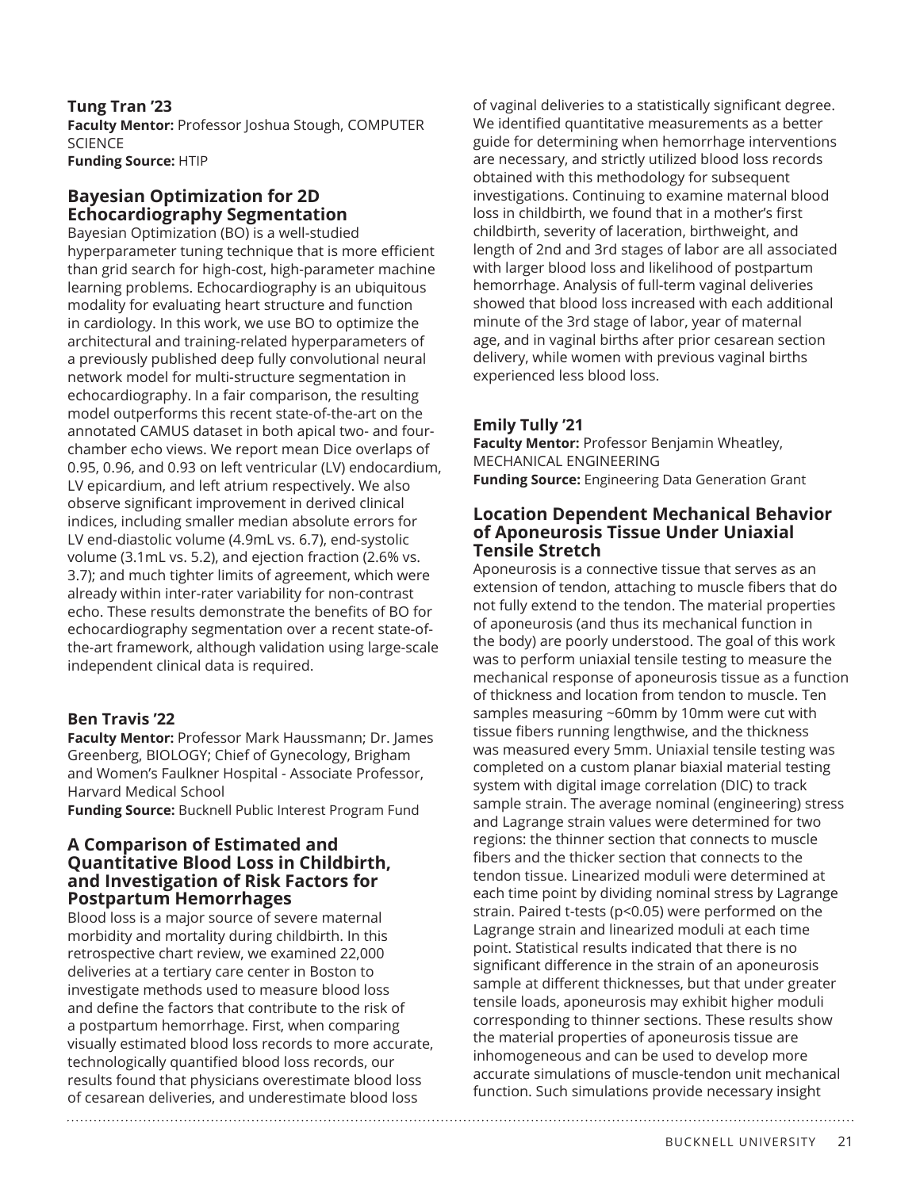**Tung Tran '23**
**Faculty Mentor:** Professor Joshua Stough, COMPUTER SCIENCE
**Funding Source:** HTIP

### Bayesian Optimization for 2D Echocardiography Segmentation

Bayesian Optimization (BO) is a well-studied hyperparameter tuning technique that is more efficient than grid search for high-cost, high-parameter machine learning problems. Echocardiography is an ubiquitous modality for evaluating heart structure and function in cardiology. In this work, we use BO to optimize the architectural and training-related hyperparameters of a previously published deep fully convolutional neural network model for multi-structure segmentation in echocardiography. In a fair comparison, the resulting model outperforms this recent state-of-the-art on the annotated CAMUS dataset in both apical two- and four-chamber echo views. We report mean Dice overlaps of 0.95, 0.96, and 0.93 on left ventricular (LV) endocardium, LV epicardium, and left atrium respectively. We also observe significant improvement in derived clinical indices, including smaller median absolute errors for LV end-diastolic volume (4.9mL vs. 6.7), end-systolic volume (3.1mL vs. 5.2), and ejection fraction (2.6% vs. 3.7); and much tighter limits of agreement, which were already within inter-rater variability for non-contrast echo. These results demonstrate the benefits of BO for echocardiography segmentation over a recent state-of-the-art framework, although validation using large-scale independent clinical data is required.

**Ben Travis '22**
**Faculty Mentor:** Professor Mark Haussmann; Dr. James Greenberg, BIOLOGY; Chief of Gynecology, Brigham and Women's Faulkner Hospital - Associate Professor, Harvard Medical School
**Funding Source:** Bucknell Public Interest Program Fund

### A Comparison of Estimated and Quantitative Blood Loss in Childbirth, and Investigation of Risk Factors for Postpartum Hemorrhages

Blood loss is a major source of severe maternal morbidity and mortality during childbirth. In this retrospective chart review, we examined 22,000 deliveries at a tertiary care center in Boston to investigate methods used to measure blood loss and define the factors that contribute to the risk of a postpartum hemorrhage. First, when comparing visually estimated blood loss records to more accurate, technologically quantified blood loss records, our results found that physicians overestimate blood loss of cesarean deliveries, and underestimate blood loss of vaginal deliveries to a statistically significant degree. We identified quantitative measurements as a better guide for determining when hemorrhage interventions are necessary, and strictly utilized blood loss records obtained with this methodology for subsequent investigations. Continuing to examine maternal blood loss in childbirth, we found that in a mother's first childbirth, severity of laceration, birthweight, and length of 2nd and 3rd stages of labor are all associated with larger blood loss and likelihood of postpartum hemorrhage. Analysis of full-term vaginal deliveries showed that blood loss increased with each additional minute of the 3rd stage of labor, year of maternal age, and in vaginal births after prior cesarean section delivery, while women with previous vaginal births experienced less blood loss.

**Emily Tully '21**
**Faculty Mentor:** Professor Benjamin Wheatley, MECHANICAL ENGINEERING
**Funding Source:** Engineering Data Generation Grant

### Location Dependent Mechanical Behavior of Aponeurosis Tissue Under Uniaxial Tensile Stretch

Aponeurosis is a connective tissue that serves as an extension of tendon, attaching to muscle fibers that do not fully extend to the tendon. The material properties of aponeurosis (and thus its mechanical function in the body) are poorly understood. The goal of this work was to perform uniaxial tensile testing to measure the mechanical response of aponeurosis tissue as a function of thickness and location from tendon to muscle. Ten samples measuring ~60mm by 10mm were cut with tissue fibers running lengthwise, and the thickness was measured every 5mm. Uniaxial tensile testing was completed on a custom planar biaxial material testing system with digital image correlation (DIC) to track sample strain. The average nominal (engineering) stress and Lagrange strain values were determined for two regions: the thinner section that connects to muscle fibers and the thicker section that connects to the tendon tissue. Linearized moduli were determined at each time point by dividing nominal stress by Lagrange strain. Paired t-tests ($p<0.05$) were performed on the Lagrange strain and linearized moduli at each time point. Statistical results indicated that there is no significant difference in the strain of an aponeurosis sample at different thicknesses, but that under greater tensile loads, aponeurosis may exhibit higher moduli corresponding to thinner sections. These results show the material properties of aponeurosis tissue are inhomogeneous and can be used to develop more accurate simulations of muscle-tendon unit mechanical function. Such simulations provide necessary insight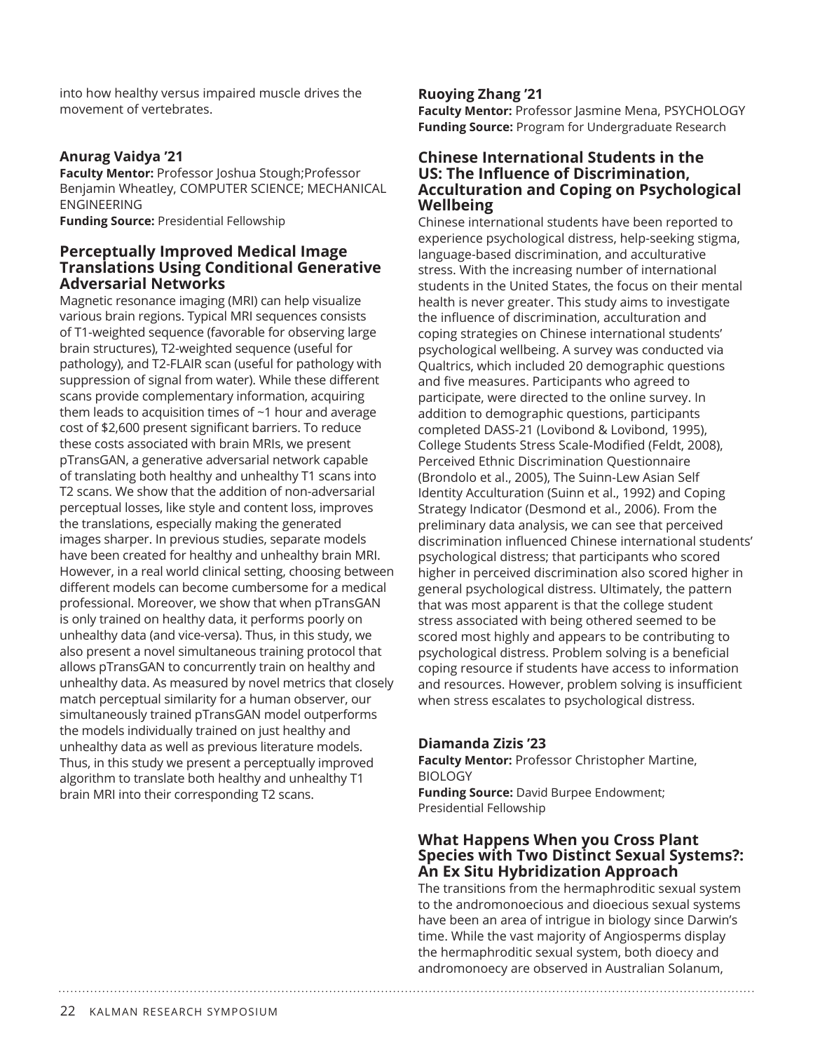into how healthy versus impaired muscle drives the movement of vertebrates.

**Anurag Vaidya '21**
**Faculty Mentor:** Professor Joshua Stough;Professor Benjamin Wheatley, COMPUTER SCIENCE; MECHANICAL ENGINEERING
**Funding Source:** Presidential Fellowship

### Perceptually Improved Medical Image Translations Using Conditional Generative Adversarial Networks

Magnetic resonance imaging (MRI) can help visualize various brain regions. Typical MRI sequences consists of T1-weighted sequence (favorable for observing large brain structures), T2-weighted sequence (useful for pathology), and T2-FLAIR scan (useful for pathology with suppression of signal from water). While these different scans provide complementary information, acquiring them leads to acquisition times of ~1 hour and average cost of $2,600 present significant barriers. To reduce these costs associated with brain MRIs, we present pTransGAN, a generative adversarial network capable of translating both healthy and unhealthy T1 scans into T2 scans. We show that the addition of non-adversarial perceptual losses, like style and content loss, improves the translations, especially making the generated images sharper. In previous studies, separate models have been created for healthy and unhealthy brain MRI. However, in a real world clinical setting, choosing between different models can become cumbersome for a medical professional. Moreover, we show that when pTransGAN is only trained on healthy data, it performs poorly on unhealthy data (and vice-versa). Thus, in this study, we also present a novel simultaneous training protocol that allows pTransGAN to concurrently train on healthy and unhealthy data. As measured by novel metrics that closely match perceptual similarity for a human observer, our simultaneously trained pTransGAN model outperforms the models individually trained on just healthy and unhealthy data as well as previous literature models. Thus, in this study we present a perceptually improved algorithm to translate both healthy and unhealthy T1 brain MRI into their corresponding T2 scans.

**Ruoying Zhang '21**
**Faculty Mentor:** Professor Jasmine Mena, PSYCHOLOGY
**Funding Source:** Program for Undergraduate Research

### Chinese International Students in the US: The Influence of Discrimination, Acculturation and Coping on Psychological Wellbeing

Chinese international students have been reported to experience psychological distress, help-seeking stigma, language-based discrimination, and acculturative stress. With the increasing number of international students in the United States, the focus on their mental health is never greater. This study aims to investigate the influence of discrimination, acculturation and coping strategies on Chinese international students' psychological wellbeing. A survey was conducted via Qualtrics, which included 20 demographic questions and five measures. Participants who agreed to participate, were directed to the online survey. In addition to demographic questions, participants completed DASS-21 (Lovibond & Lovibond, 1995), College Students Stress Scale-Modified (Feldt, 2008), Perceived Ethnic Discrimination Questionnaire (Brondolo et al., 2005), The Suinn-Lew Asian Self Identity Acculturation (Suinn et al., 1992) and Coping Strategy Indicator (Desmond et al., 2006). From the preliminary data analysis, we can see that perceived discrimination influenced Chinese international students' psychological distress; that participants who scored higher in perceived discrimination also scored higher in general psychological distress. Ultimately, the pattern that was most apparent is that the college student stress associated with being othered seemed to be scored most highly and appears to be contributing to psychological distress. Problem solving is a beneficial coping resource if students have access to information and resources. However, problem solving is insufficient when stress escalates to psychological distress.

**Diamanda Zizis '23**
**Faculty Mentor:** Professor Christopher Martine, BIOLOGY
**Funding Source:** David Burpee Endowment; Presidential Fellowship

### What Happens When you Cross Plant Species with Two Distinct Sexual Systems?: An Ex Situ Hybridization Approach

The transitions from the hermaphroditic sexual system to the andromonoecious and dioecious sexual systems have been an area of intrigue in biology since Darwin's time. While the vast majority of Angiosperms display the hermaphroditic sexual system, both dioecy and andromonoecy are observed in Australian Solanum,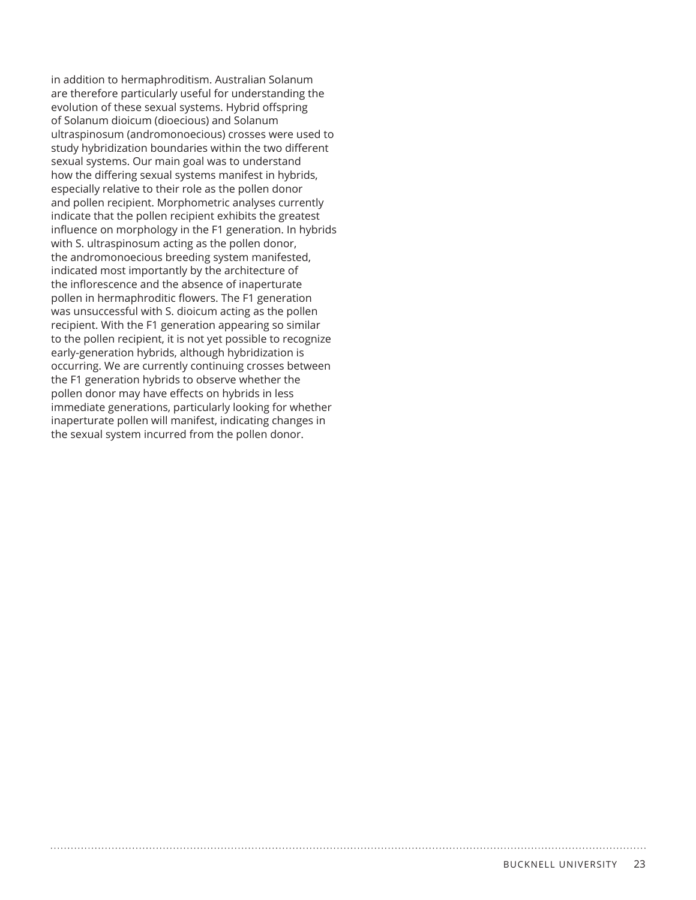in addition to hermaphroditism. Australian Solanum are therefore particularly useful for understanding the evolution of these sexual systems. Hybrid offspring of Solanum dioicum (dioecious) and Solanum ultraspinosum (andromonoecious) crosses were used to study hybridization boundaries within the two different sexual systems. Our main goal was to understand how the differing sexual systems manifest in hybrids, especially relative to their role as the pollen donor and pollen recipient. Morphometric analyses currently indicate that the pollen recipient exhibits the greatest influence on morphology in the F1 generation. In hybrids with S. ultraspinosum acting as the pollen donor, the andromonoecious breeding system manifested, indicated most importantly by the architecture of the inflorescence and the absence of inaperturate pollen in hermaphroditic flowers. The F1 generation was unsuccessful with S. dioicum acting as the pollen recipient. With the F1 generation appearing so similar to the pollen recipient, it is not yet possible to recognize early-generation hybrids, although hybridization is occurring. We are currently continuing crosses between the F1 generation hybrids to observe whether the pollen donor may have effects on hybrids in less immediate generations, particularly looking for whether inaperturate pollen will manifest, indicating changes in the sexual system incurred from the pollen donor.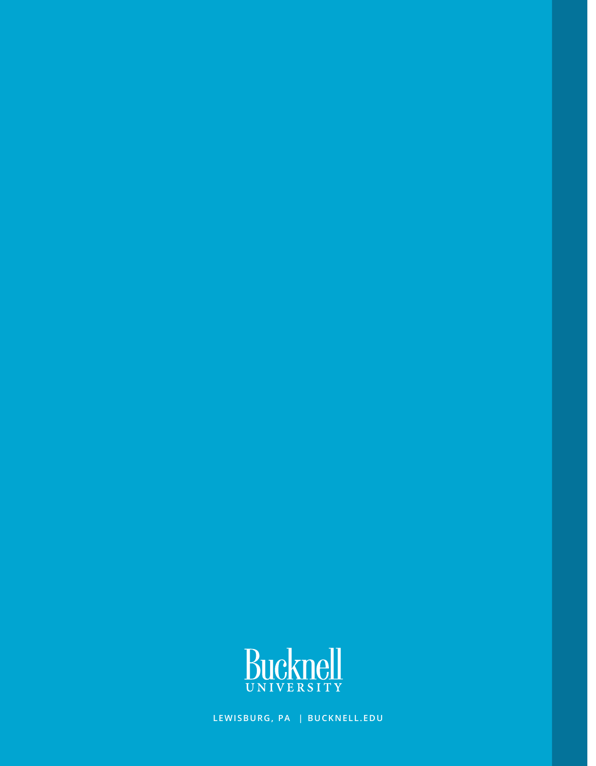Bucknell
UNIVERSITY

LEWISBURG, PA | BUCKNELL.EDU